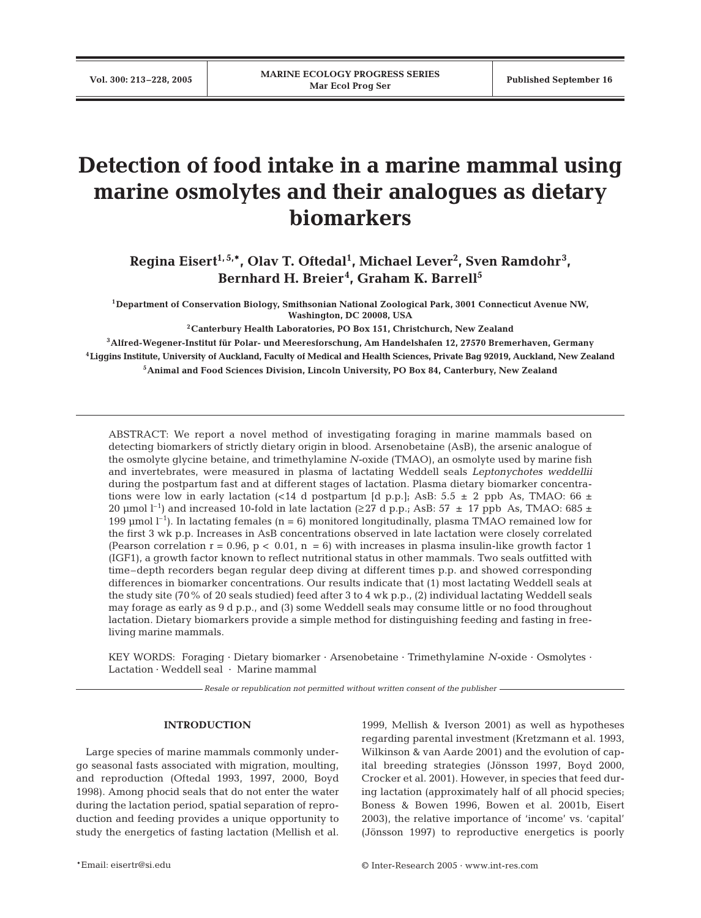# Detection of food intake in a marine mammal using marine osmolytes and their analogues as dietary biomarkers

**Regina Eisert[1,5,*], Olav T. Oftedal[1], Michael Lever[2], Sven Ramdohr[3], Bernhard H. Breier[4], Graham K. Barrell[5]**

[1]Department of Conservation Biology, Smithsonian National Zoological Park, 3001 Connecticut Avenue NW, Washington, DC 20008, USA

[2]Canterbury Health Laboratories, PO Box 151, Christchurch, New Zealand

[3]Alfred-Wegener-Institut für Polar- und Meeresforschung, Am Handelshafen 12, 27570 Bremerhaven, Germany

[4]Liggins Institute, University of Auckland, Faculty of Medical and Health Sciences, Private Bag 92019, Auckland, New Zealand

[5]Animal and Food Sciences Division, Lincoln University, PO Box 84, Canterbury, New Zealand

ABSTRACT: We report a novel method of investigating foraging in marine mammals based on detecting biomarkers of strictly dietary origin in blood. Arsenobetaine (AsB), the arsenic analogue of the osmolyte glycine betaine, and trimethylamine *N*-oxide (TMAO), an osmolyte used by marine fish and invertebrates, were measured in plasma of lactating Weddell seals *Leptonychotes weddellii* during the postpartum fast and at different stages of lactation. Plasma dietary biomarker concentrations were low in early lactation (<14 d postpartum [d p.p.]; AsB: 5.5 ± 2 ppb As, TMAO: 66 ± 20 µmol l$^{-1}$) and increased 10-fold in late lactation (≥27 d p.p.; AsB: 57 ± 17 ppb As, TMAO: 685 ± 199 µmol l$^{-1}$). In lactating females (n = 6) monitored longitudinally, plasma TMAO remained low for the first 3 wk p.p. Increases in AsB concentrations observed in late lactation were closely correlated (Pearson correlation r = 0.96, $p < 0.01$, n = 6) with increases in plasma insulin-like growth factor 1 (IGF1), a growth factor known to reflect nutritional status in other mammals. Two seals outfitted with time–depth recorders began regular deep diving at different times p.p. and showed corresponding differences in biomarker concentrations. Our results indicate that (1) most lactating Weddell seals at the study site (70% of 20 seals studied) feed after 3 to 4 wk p.p., (2) individual lactating Weddell seals may forage as early as 9 d p.p., and (3) some Weddell seals may consume little or no food throughout lactation. Dietary biomarkers provide a simple method for distinguishing feeding and fasting in free-living marine mammals.

KEY WORDS: Foraging · Dietary biomarker · Arsenobetaine · Trimethylamine *N*-oxide · Osmolytes · Lactation · Weddell seal · Marine mammal

*Resale or republication not permitted without written consent of the publisher*

## INTRODUCTION

Large species of marine mammals commonly undergo seasonal fasts associated with migration, moulting, and reproduction (Oftedal 1993, 1997, 2000, Boyd 1998). Among phocid seals that do not enter the water during the lactation period, spatial separation of reproduction and feeding provides a unique opportunity to study the energetics of fasting lactation (Mellish et al. 1999, Mellish & Iverson 2001) as well as hypotheses regarding parental investment (Kretzmann et al. 1993, Wilkinson & van Aarde 2001) and the evolution of capital breeding strategies (Jönsson 1997, Boyd 2000, Crocker et al. 2001). However, in species that feed during lactation (approximately half of all phocid species; Boness & Bowen 1996, Bowen et al. 2001b, Eisert 2003), the relative importance of 'income' vs. 'capital' (Jönsson 1997) to reproductive energetics is poorly

*Email: eisertr@si.edu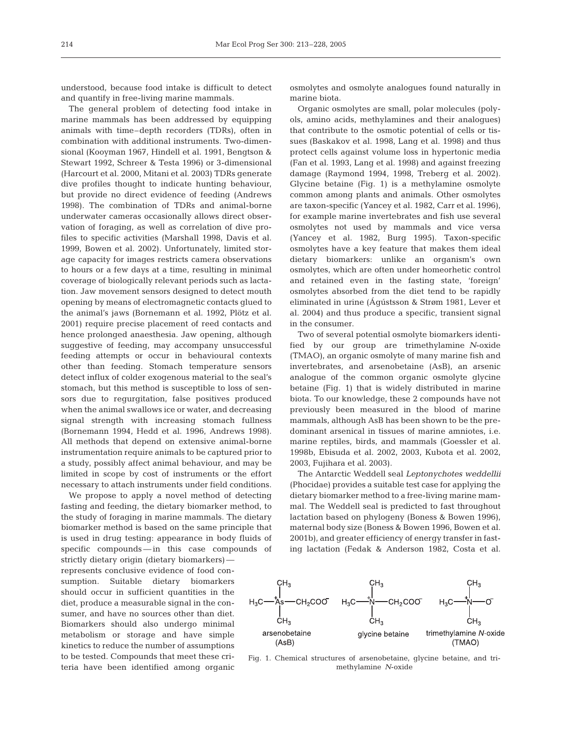understood, because food intake is difficult to detect and quantify in free-living marine mammals.

The general problem of detecting food intake in marine mammals has been addressed by equipping animals with time–depth recorders (TDRs), often in combination with additional instruments. Two-dimensional (Kooyman 1967, Hindell et al. 1991, Bengtson & Stewart 1992, Schreer & Testa 1996) or 3-dimensional (Harcourt et al. 2000, Mitani et al. 2003) TDRs generate dive profiles thought to indicate hunting behaviour, but provide no direct evidence of feeding (Andrews 1998). The combination of TDRs and animal-borne underwater cameras occasionally allows direct observation of foraging, as well as correlation of dive profiles to specific activities (Marshall 1998, Davis et al. 1999, Bowen et al. 2002). Unfortunately, limited storage capacity for images restricts camera observations to hours or a few days at a time, resulting in minimal coverage of biologically relevant periods such as lactation. Jaw movement sensors designed to detect mouth opening by means of electromagnetic contacts glued to the animal's jaws (Bornemann et al. 1992, Plötz et al. 2001) require precise placement of reed contacts and hence prolonged anaesthesia. Jaw opening, although suggestive of feeding, may accompany unsuccessful feeding attempts or occur in behavioural contexts other than feeding. Stomach temperature sensors detect influx of colder exogenous material to the seal's stomach, but this method is susceptible to loss of sensors due to regurgitation, false positives produced when the animal swallows ice or water, and decreasing signal strength with increasing stomach fullness (Bornemann 1994, Hedd et al. 1996, Andrews 1998). All methods that depend on extensive animal-borne instrumentation require animals to be captured prior to a study, possibly affect animal behaviour, and may be limited in scope by cost of instruments or the effort necessary to attach instruments under field conditions.

We propose to apply a novel method of detecting fasting and feeding, the dietary biomarker method, to the study of foraging in marine mammals. The dietary biomarker method is based on the same principle that is used in drug testing: appearance in body fluids of specific compounds — in this case compounds of strictly dietary origin (dietary biomarkers) — represents conclusive evidence of food consumption. Suitable dietary biomarkers should occur in sufficient quantities in the diet, produce a measurable signal in the consumer, and have no sources other than diet. Biomarkers should also undergo minimal metabolism or storage and have simple kinetics to reduce the number of assumptions to be tested. Compounds that meet these criteria have been identified among organic osmolytes and osmolyte analogues found naturally in marine biota.

Organic osmolytes are small, polar molecules (polyols, amino acids, methylamines and their analogues) that contribute to the osmotic potential of cells or tissues (Baskakov et al. 1998, Lang et al. 1998) and thus protect cells against volume loss in hypertonic media (Fan et al. 1993, Lang et al. 1998) and against freezing damage (Raymond 1994, 1998, Treberg et al. 2002). Glycine betaine (Fig. 1) is a methylamine osmolyte common among plants and animals. Other osmolytes are taxon-specific (Yancey et al. 1982, Carr et al. 1996), for example marine invertebrates and fish use several osmolytes not used by mammals and vice versa (Yancey et al. 1982, Burg 1995). Taxon-specific osmolytes have a key feature that makes them ideal dietary biomarkers: unlike an organism's own osmolytes, which are often under homeorhetic control and retained even in the fasting state, 'foreign' osmolytes absorbed from the diet tend to be rapidly eliminated in urine (Ágústsson & Strøm 1981, Lever et al. 2004) and thus produce a specific, transient signal in the consumer.

Two of several potential osmolyte biomarkers identified by our group are trimethylamine *N*-oxide (TMAO), an organic osmolyte of many marine fish and invertebrates, and arsenobetaine (AsB), an arsenic analogue of the common organic osmolyte glycine betaine (Fig. 1) that is widely distributed in marine biota. To our knowledge, these 2 compounds have not previously been measured in the blood of marine mammals, although AsB has been shown to be the predominant arsenical in tissues of marine amniotes, i.e. marine reptiles, birds, and mammals (Goessler et al. 1998b, Ebisuda et al. 2002, 2003, Kubota et al. 2002, 2003, Fujihara et al. 2003).

The Antarctic Weddell seal *Leptonychotes weddellii* (Phocidae) provides a suitable test case for applying the dietary biomarker method to a free-living marine mammal. The Weddell seal is predicted to fast throughout lactation based on phylogeny (Boness & Bowen 1996), maternal body size (Boness & Bowen 1996, Bowen et al. 2001b), and greater efficiency of energy transfer in fasting lactation (Fedak & Anderson 1982, Costa et al.

Fig. 1. Chemical structures of arsenobetaine, glycine betaine, and trimethylamine *N*-oxide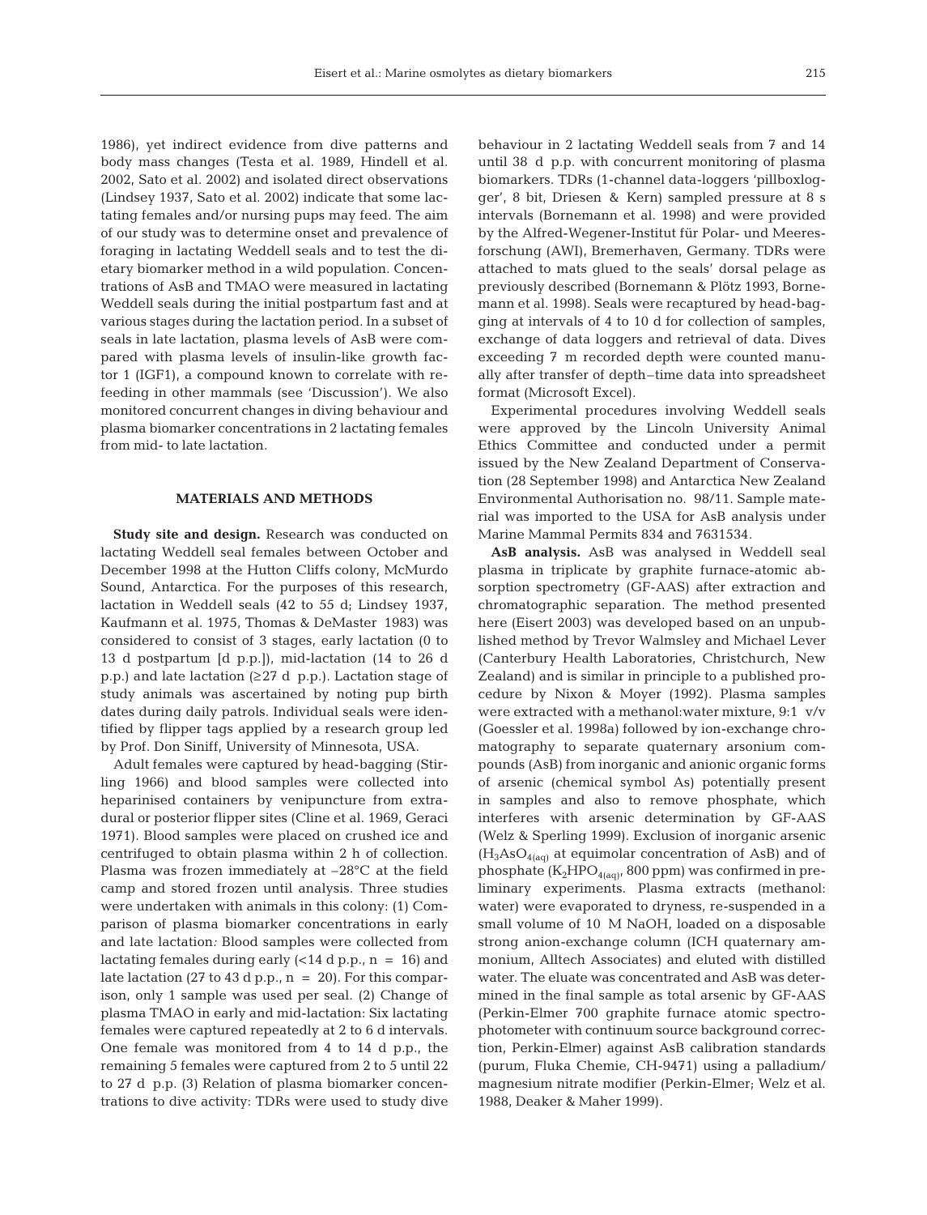1986), yet indirect evidence from dive patterns and body mass changes (Testa et al. 1989, Hindell et al. 2002, Sato et al. 2002) and isolated direct observations (Lindsey 1937, Sato et al. 2002) indicate that some lactating females and/or nursing pups may feed. The aim of our study was to determine onset and prevalence of foraging in lactating Weddell seals and to test the dietary biomarker method in a wild population. Concentrations of AsB and TMAO were measured in lactating Weddell seals during the initial postpartum fast and at various stages during the lactation period. In a subset of seals in late lactation, plasma levels of AsB were compared with plasma levels of insulin-like growth factor 1 (IGF1), a compound known to correlate with refeeding in other mammals (see 'Discussion'). We also monitored concurrent changes in diving behaviour and plasma biomarker concentrations in 2 lactating females from mid- to late lactation.

## MATERIALS AND METHODS

**Study site and design.** Research was conducted on lactating Weddell seal females between October and December 1998 at the Hutton Cliffs colony, McMurdo Sound, Antarctica. For the purposes of this research, lactation in Weddell seals (42 to 55 d; Lindsey 1937, Kaufmann et al. 1975, Thomas & DeMaster 1983) was considered to consist of 3 stages, early lactation (0 to 13 d postpartum [d p.p.]), mid-lactation (14 to 26 d p.p.) and late lactation (≥27 d p.p.). Lactation stage of study animals was ascertained by noting pup birth dates during daily patrols. Individual seals were identified by flipper tags applied by a research group led by Prof. Don Siniff, University of Minnesota, USA.

Adult females were captured by head-bagging (Stirling 1966) and blood samples were collected into heparinised containers by venipuncture from extradural or posterior flipper sites (Cline et al. 1969, Geraci 1971). Blood samples were placed on crushed ice and centrifuged to obtain plasma within 2 h of collection. Plasma was frozen immediately at –28°C at the field camp and stored frozen until analysis. Three studies were undertaken with animals in this colony: (1) Comparison of plasma biomarker concentrations in early and late lactation*:* Blood samples were collected from lactating females during early (<14 d p.p., n = 16) and late lactation (27 to 43 d p.p., n = 20). For this comparison, only 1 sample was used per seal. (2) Change of plasma TMAO in early and mid-lactation: Six lactating females were captured repeatedly at 2 to 6 d intervals. One female was monitored from 4 to 14 d p.p., the remaining 5 females were captured from 2 to 5 until 22 to 27 d p.p. (3) Relation of plasma biomarker concentrations to dive activity: TDRs were used to study dive behaviour in 2 lactating Weddell seals from 7 and 14 until 38 d p.p. with concurrent monitoring of plasma biomarkers. TDRs (1-channel data-loggers 'pillboxlogger', 8 bit, Driesen & Kern) sampled pressure at 8 s intervals (Bornemann et al. 1998) and were provided by the Alfred-Wegener-Institut für Polar- und Meeresforschung (AWI), Bremerhaven, Germany. TDRs were attached to mats glued to the seals' dorsal pelage as previously described (Bornemann & Plötz 1993, Bornemann et al. 1998). Seals were recaptured by head-bagging at intervals of 4 to 10 d for collection of samples, exchange of data loggers and retrieval of data. Dives exceeding 7 m recorded depth were counted manually after transfer of depth–time data into spreadsheet format (Microsoft Excel).

Experimental procedures involving Weddell seals were approved by the Lincoln University Animal Ethics Committee and conducted under a permit issued by the New Zealand Department of Conservation (28 September 1998) and Antarctica New Zealand Environmental Authorisation no. 98/11. Sample material was imported to the USA for AsB analysis under Marine Mammal Permits 834 and 7631534.

**AsB analysis.** AsB was analysed in Weddell seal plasma in triplicate by graphite furnace-atomic absorption spectrometry (GF-AAS) after extraction and chromatographic separation. The method presented here (Eisert 2003) was developed based on an unpublished method by Trevor Walmsley and Michael Lever (Canterbury Health Laboratories, Christchurch, New Zealand) and is similar in principle to a published procedure by Nixon & Moyer (1992). Plasma samples were extracted with a methanol:water mixture, 9:1 v/v (Goessler et al. 1998a) followed by ion-exchange chromatography to separate quaternary arsonium compounds (AsB) from inorganic and anionic organic forms of arsenic (chemical symbol As) potentially present in samples and also to remove phosphate, which interferes with arsenic determination by GF-AAS (Welz & Sperling 1999). Exclusion of inorganic arsenic ($H_3AsO_{4(aq)}$ at equimolar concentration of AsB) and of phosphate ($K_2HPO_{4(aq)}$, 800 ppm) was confirmed in preliminary experiments. Plasma extracts (methanol: water) were evaporated to dryness, re-suspended in a small volume of 10 M NaOH, loaded on a disposable strong anion-exchange column (ICH quaternary ammonium, Alltech Associates) and eluted with distilled water. The eluate was concentrated and AsB was determined in the final sample as total arsenic by GF-AAS (Perkin-Elmer 700 graphite furnace atomic spectrophotometer with continuum source background correction, Perkin-Elmer) against AsB calibration standards (purum, Fluka Chemie, CH-9471) using a palladium/magnesium nitrate modifier (Perkin-Elmer; Welz et al. 1988, Deaker & Maher 1999).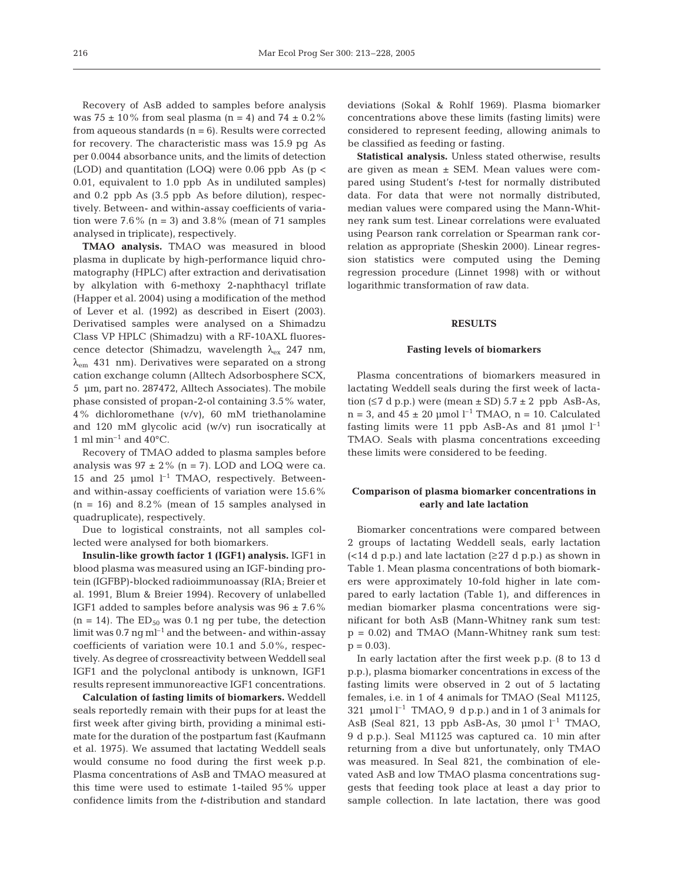Recovery of AsB added to samples before analysis was 75 ± 10% from seal plasma (n = 4) and 74 ± 0.2% from aqueous standards (n = 6). Results were corrected for recovery. The characteristic mass was 15.9 pg As per 0.0044 absorbance units, and the limits of detection (LOD) and quantitation (LOQ) were 0.06 ppb As ($p < 0.01$, equivalent to 1.0 ppb As in undiluted samples) and 0.2 ppb As (3.5 ppb As before dilution), respectively. Between- and within-assay coefficients of variation were 7.6% (n = 3) and 3.8% (mean of 71 samples analysed in triplicate), respectively.

**TMAO analysis.** TMAO was measured in blood plasma in duplicate by high-performance liquid chromatography (HPLC) after extraction and derivatisation by alkylation with 6-methoxy 2-naphthacyl triflate (Happer et al. 2004) using a modification of the method of Lever et al. (1992) as described in Eisert (2003). Derivatised samples were analysed on a Shimadzu Class VP HPLC (Shimadzu) with a RF-10AXL fluorescence detector (Shimadzu, wavelength $\lambda_{ex}$ 247 nm, $\lambda_{em}$ 431 nm). Derivatives were separated on a strong cation exchange column (Alltech Adsorbosphere SCX, 5 µm, part no. 287472, Alltech Associates). The mobile phase consisted of propan-2-ol containing 3.5% water, 4% dichloromethane (v/v), 60 mM triethanolamine and 120 mM glycolic acid (w/v) run isocratically at 1 ml min$^{-1}$ and 40°C.

Recovery of TMAO added to plasma samples before analysis was 97 ± 2% (n = 7). LOD and LOQ were ca. 15 and 25 µmol l$^{-1}$ TMAO, respectively. Between- and within-assay coefficients of variation were 15.6% (n = 16) and 8.2% (mean of 15 samples analysed in quadruplicate), respectively.

Due to logistical constraints, not all samples collected were analysed for both biomarkers.

**Insulin-like growth factor 1 (IGF1) analysis.** IGF1 in blood plasma was measured using an IGF-binding protein (IGFBP)-blocked radioimmunoassay (RIA; Breier et al. 1991, Blum & Breier 1994). Recovery of unlabelled IGF1 added to samples before analysis was 96 ± 7.6% (n = 14). The $ED_{50}$ was 0.1 ng per tube, the detection limit was 0.7 ng ml$^{-1}$ and the between- and within-assay coefficients of variation were 10.1 and 5.0%, respectively. As degree of crossreactivity between Weddell seal IGF1 and the polyclonal antibody is unknown, IGF1 results represent immunoreactive IGF1 concentrations.

**Calculation of fasting limits of biomarkers.** Weddell seals reportedly remain with their pups for at least the first week after giving birth, providing a minimal estimate for the duration of the postpartum fast (Kaufmann et al. 1975). We assumed that lactating Weddell seals would consume no food during the first week p.p. Plasma concentrations of AsB and TMAO measured at this time were used to estimate 1-tailed 95% upper confidence limits from the *t*-distribution and standard deviations (Sokal & Rohlf 1969). Plasma biomarker concentrations above these limits (fasting limits) were considered to represent feeding, allowing animals to be classified as feeding or fasting.

**Statistical analysis.** Unless stated otherwise, results are given as mean ± SEM. Mean values were compared using Student's *t*-test for normally distributed data. For data that were not normally distributed, median values were compared using the Mann-Whitney rank sum test. Linear correlations were evaluated using Pearson rank correlation or Spearman rank correlation as appropriate (Sheskin 2000). Linear regression statistics were computed using the Deming regression procedure (Linnet 1998) with or without logarithmic transformation of raw data.

## RESULTS

### Fasting levels of biomarkers

Plasma concentrations of biomarkers measured in lactating Weddell seals during the first week of lactation (≤7 d p.p.) were (mean ± SD) 5.7 ± 2 ppb AsB-As, n = 3, and 45 ± 20 µmol l$^{-1}$ TMAO, n = 10. Calculated fasting limits were 11 ppb AsB-As and 81 µmol l$^{-1}$ TMAO. Seals with plasma concentrations exceeding these limits were considered to be feeding.

### Comparison of plasma biomarker concentrations in early and late lactation

Biomarker concentrations were compared between 2 groups of lactating Weddell seals, early lactation (<14 d p.p.) and late lactation (≥27 d p.p.) as shown in Table 1. Mean plasma concentrations of both biomarkers were approximately 10-fold higher in late compared to early lactation (Table 1), and differences in median biomarker plasma concentrations were significant for both AsB (Mann-Whitney rank sum test: $p = 0.02$) and TMAO (Mann-Whitney rank sum test: $p = 0.03$).

In early lactation after the first week p.p. (8 to 13 d p.p.), plasma biomarker concentrations in excess of the fasting limits were observed in 2 out of 5 lactating females, i.e. in 1 of 4 animals for TMAO (Seal M1125, 321 µmol l$^{-1}$ TMAO, 9 d p.p.) and in 1 of 3 animals for AsB (Seal 821, 13 ppb AsB-As, 30 µmol l$^{-1}$ TMAO, 9 d p.p.). Seal M1125 was captured ca. 10 min after returning from a dive but unfortunately, only TMAO was measured. In Seal 821, the combination of elevated AsB and low TMAO plasma concentrations suggests that feeding took place at least a day prior to sample collection. In late lactation, there was good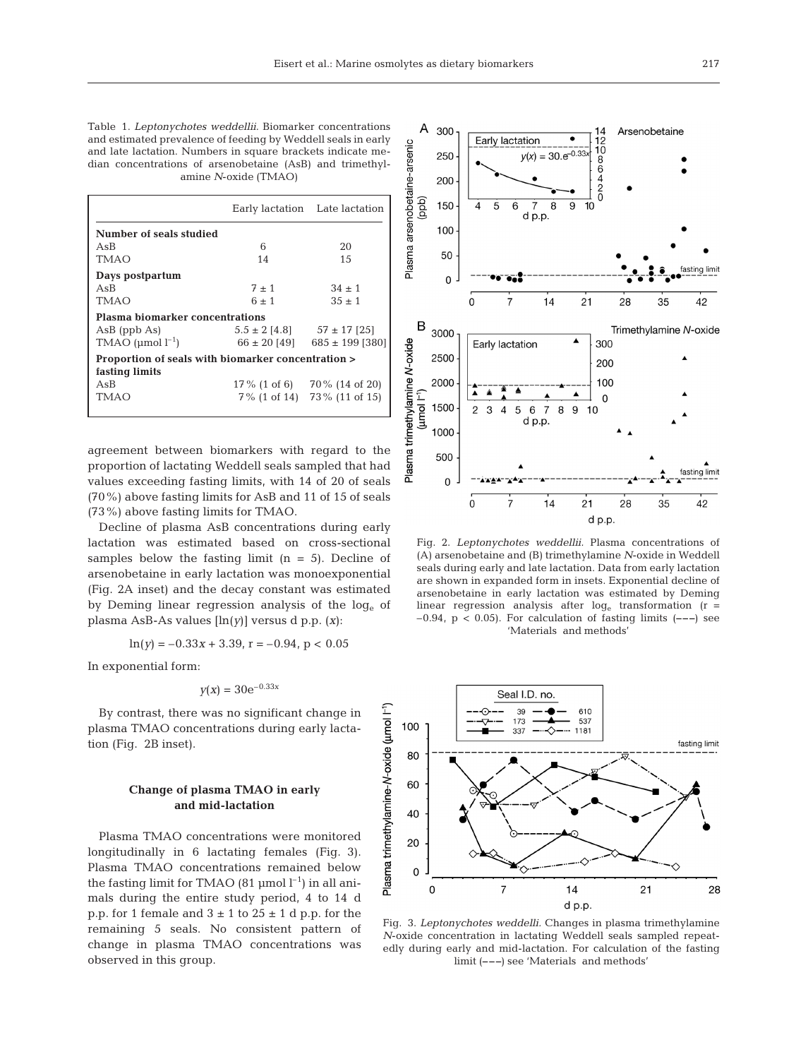Table 1. *Leptonychotes weddellii*. Biomarker concentrations and estimated prevalence of feeding by Weddell seals in early and late lactation. Numbers in square brackets indicate median concentrations of arsenobetaine (AsB) and trimethylamine *N*-oxide (TMAO)

| | Early lactation | Late lactation |
|---|---|---|
| **Number of seals studied** | | |
| AsB | 6 | 20 |
| TMAO | 14 | 15 |
| **Days postpartum** | | |
| AsB | 7 ± 1 | 34 ± 1 |
| TMAO | 6 ± 1 | 35 ± 1 |
| **Plasma biomarker concentrations** | | |
| AsB (ppb As) | 5.5 ± 2 [4.8] | 57 ± 17 [25] |
| TMAO (μmol $l^{-1}$) | 66 ± 20 [49] | 685 ± 199 [380] |
| **Proportion of seals with biomarker concentration > fasting limits** | | |
| AsB | 17% (1 of 6) | 70% (14 of 20) |
| TMAO | 7% (1 of 14) | 73% (11 of 15) |

agreement between biomarkers with regard to the proportion of lactating Weddell seals sampled that had values exceeding fasting limits, with 14 of 20 of seals (70%) above fasting limits for AsB and 11 of 15 of seals (73%) above fasting limits for TMAO.

Decline of plasma AsB concentrations during early lactation was estimated based on cross-sectional samples below the fasting limit (n = 5). Decline of arsenobetaine in early lactation was monoexponential (Fig. 2A inset) and the decay constant was estimated by Deming linear regression analysis of the $\log_e$ of plasma AsB-As values [ln(*y*)] versus d p.p. (*x*):

$$\ln(y) = -0.33x + 3.39,\ r = -0.94,\ p < 0.05$$

In exponential form:

$$y(x) = 30e^{-0.33x}$$

By contrast, there was no significant change in plasma TMAO concentrations during early lactation (Fig. 2B inset).

## Change of plasma TMAO in early and mid-lactation

Plasma TMAO concentrations were monitored longitudinally in 6 lactating females (Fig. 3). Plasma TMAO concentrations remained below the fasting limit for TMAO (81 μmol $l^{-1}$) in all animals during the entire study period, 4 to 14 d p.p. for 1 female and 3 ± 1 to 25 ± 1 d p.p. for the remaining 5 seals. No consistent pattern of change in plasma TMAO concentrations was observed in this group.

Fig. 2. *Leptonychotes weddellii*. Plasma concentrations of (A) arsenobetaine and (B) trimethylamine *N*-oxide in Weddell seals during early and late lactation. Data from early lactation are shown in expanded form in insets. Exponential decline of arsenobetaine in early lactation was estimated by Deming linear regression analysis after $\log_e$ transformation (r = −0.94, p < 0.05). For calculation of fasting limits (– – –) see 'Materials and methods'

Fig. 3. *Leptonychotes weddelli*. Changes in plasma trimethylamine *N*-oxide concentration in lactating Weddell seals sampled repeatedly during early and mid-lactation. For calculation of the fasting limit (– – –) see 'Materials and methods'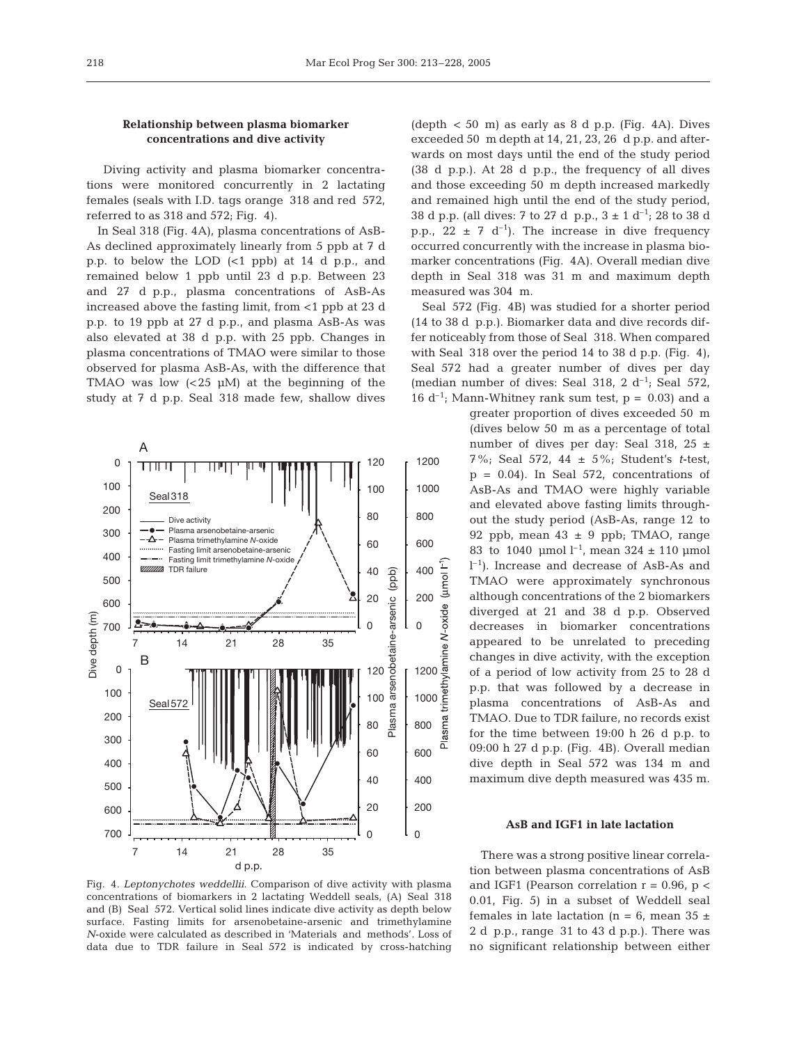### Relationship between plasma biomarker concentrations and dive activity

Diving activity and plasma biomarker concentrations were monitored concurrently in 2 lactating females (seals with I.D. tags orange 318 and red 572, referred to as 318 and 572; Fig. 4).

In Seal 318 (Fig. 4A), plasma concentrations of AsB-As declined approximately linearly from 5 ppb at 7 d p.p. to below the LOD (<1 ppb) at 14 d p.p., and remained below 1 ppb until 23 d p.p. Between 23 and 27 d p.p., plasma concentrations of AsB-As increased above the fasting limit, from <1 ppb at 23 d p.p. to 19 ppb at 27 d p.p., and plasma AsB-As was also elevated at 38 d p.p. with 25 ppb. Changes in plasma concentrations of TMAO were similar to those observed for plasma AsB-As, with the difference that TMAO was low (<25 µM) at the beginning of the study at 7 d p.p. Seal 318 made few, shallow dives (depth < 50 m) as early as 8 d p.p. (Fig. 4A). Dives exceeded 50 m depth at 14, 21, 23, 26 d p.p. and afterwards on most days until the end of the study period (38 d p.p.). At 28 d p.p., the frequency of all dives and those exceeding 50 m depth increased markedly and remained high until the end of the study period, 38 d p.p. (all dives: 7 to 27 d p.p., $3 \pm 1$ d$^{-1}$; 28 to 38 d p.p., $22 \pm 7$ d$^{-1}$). The increase in dive frequency occurred concurrently with the increase in plasma biomarker concentrations (Fig. 4A). Overall median dive depth in Seal 318 was 31 m and maximum depth measured was 304 m.

Seal 572 (Fig. 4B) was studied for a shorter period (14 to 38 d p.p.). Biomarker data and dive records differ noticeably from those of Seal 318. When compared with Seal 318 over the period 14 to 38 d p.p. (Fig. 4), Seal 572 had a greater number of dives per day (median number of dives: Seal 318, 2 d$^{-1}$; Seal 572, 16 d$^{-1}$; Mann-Whitney rank sum test, $p = 0.03$) and a greater proportion of dives exceeded 50 m (dives below 50 m as a percentage of total number of dives per day: Seal 318, $25 \pm 7$%; Seal 572, $44 \pm 5$%; Student's *t*-test, $p = 0.04$). In Seal 572, concentrations of AsB-As and TMAO were highly variable and elevated above fasting limits throughout the study period (AsB-As, range 12 to 92 ppb, mean $43 \pm 9$ ppb; TMAO, range 83 to 1040 µmol l$^{-1}$, mean $324 \pm 110$ µmol l$^{-1}$). Increase and decrease of AsB-As and TMAO were approximately synchronous although concentrations of the 2 biomarkers diverged at 21 and 38 d p.p. Observed decreases in biomarker concentrations appeared to be unrelated to preceding changes in dive activity, with the exception of a period of low activity from 25 to 28 d p.p. that was followed by a decrease in plasma concentrations of AsB-As and TMAO. Due to TDR failure, no records exist for the time between 19:00 h 26 d p.p. to 09:00 h 27 d p.p. (Fig. 4B). Overall median dive depth in Seal 572 was 134 m and maximum dive depth measured was 435 m.

Fig. 4. *Leptonychotes weddellii*. Comparison of dive activity with plasma concentrations of biomarkers in 2 lactating Weddell seals, (A) Seal 318 and (B) Seal 572. Vertical solid lines indicate dive activity as depth below surface. Fasting limits for arsenobetaine-arsenic and trimethylamine *N*-oxide were calculated as described in 'Materials and methods'. Loss of data due to TDR failure in Seal 572 is indicated by cross-hatching

### AsB and IGF1 in late lactation

There was a strong positive linear correlation between plasma concentrations of AsB and IGF1 (Pearson correlation $r = 0.96$, $p < 0.01$, Fig. 5) in a subset of Weddell seal females in late lactation ($n = 6$, mean $35 \pm 2$ d p.p., range 31 to 43 d p.p.). There was no significant relationship between either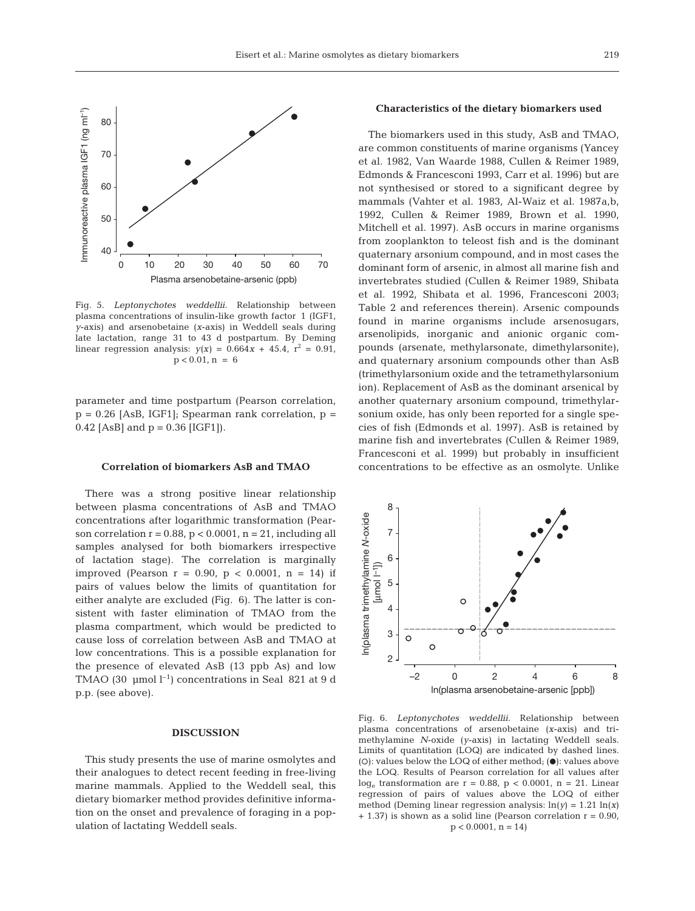Fig. 5. *Leptonychotes weddellii.* Relationship between plasma concentrations of insulin-like growth factor 1 (IGF1, $y$-axis) and arsenobetaine ($x$-axis) in Weddell seals during late lactation, range 31 to 43 d postpartum. By Deming linear regression analysis: $y(x) = 0.664x + 45.4$, $r^2 = 0.91$, $p < 0.01$, $n = 6$

parameter and time postpartum (Pearson correlation, $p = 0.26$ [AsB, IGF1]; Spearman rank correlation, $p = 0.42$ [AsB] and $p = 0.36$ [IGF1]).

### Correlation of biomarkers AsB and TMAO

There was a strong positive linear relationship between plasma concentrations of AsB and TMAO concentrations after logarithmic transformation (Pearson correlation $r = 0.88$, $p < 0.0001$, $n = 21$, including all samples analysed for both biomarkers irrespective of lactation stage). The correlation is marginally improved (Pearson $r = 0.90$, $p < 0.0001$, $n = 14$) if pairs of values below the limits of quantitation for either analyte are excluded (Fig. 6). The latter is consistent with faster elimination of TMAO from the plasma compartment, which would be predicted to cause loss of correlation between AsB and TMAO at low concentrations. This is a possible explanation for the presence of elevated AsB (13 ppb As) and low TMAO (30 µmol $l^{-1}$) concentrations in Seal 821 at 9 d p.p. (see above).

## DISCUSSION

This study presents the use of marine osmolytes and their analogues to detect recent feeding in free-living marine mammals. Applied to the Weddell seal, this dietary biomarker method provides definitive information on the onset and prevalence of foraging in a population of lactating Weddell seals.

### Characteristics of the dietary biomarkers used

The biomarkers used in this study, AsB and TMAO, are common constituents of marine organisms (Yancey et al. 1982, Van Waarde 1988, Cullen & Reimer 1989, Edmonds & Francesconi 1993, Carr et al. 1996) but are not synthesised or stored to a significant degree by mammals (Vahter et al. 1983, Al-Waiz et al. 1987a,b, 1992, Cullen & Reimer 1989, Brown et al. 1990, Mitchell et al. 1997). AsB occurs in marine organisms from zooplankton to teleost fish and is the dominant quaternary arsonium compound, and in most cases the dominant form of arsenic, in almost all marine fish and invertebrates studied (Cullen & Reimer 1989, Shibata et al. 1992, Shibata et al. 1996, Francesconi 2003; Table 2 and references therein). Arsenic compounds found in marine organisms include arsenosugars, arsenolipids, inorganic and anionic organic compounds (arsenate, methylarsonate, dimethylarsonite), and quaternary arsonium compounds other than AsB (trimethylarsonium oxide and the tetramethylarsonium ion). Replacement of AsB as the dominant arsenical by another quaternary arsonium compound, trimethylarsonium oxide, has only been reported for a single species of fish (Edmonds et al. 1997). AsB is retained by marine fish and invertebrates (Cullen & Reimer 1989, Francesconi et al. 1999) but probably in insufficient concentrations to be effective as an osmolyte. Unlike

Fig. 6. *Leptonychotes weddellii.* Relationship between plasma concentrations of arsenobetaine ($x$-axis) and trimethylamine *N*-oxide ($y$-axis) in lactating Weddell seals. Limits of quantitation (LOQ) are indicated by dashed lines. (○): values below the LOQ of either method; (●): values above the LOQ. Results of Pearson correlation for all values after $\log_e$ transformation are $r = 0.88$, $p < 0.0001$, $n = 21$. Linear regression of pairs of values above the LOQ of either method (Deming linear regression analysis: $\ln(y) = 1.21 \ln(x) + 1.37$) is shown as a solid line (Pearson correlation $r = 0.90$, $p < 0.0001$, $n = 14$)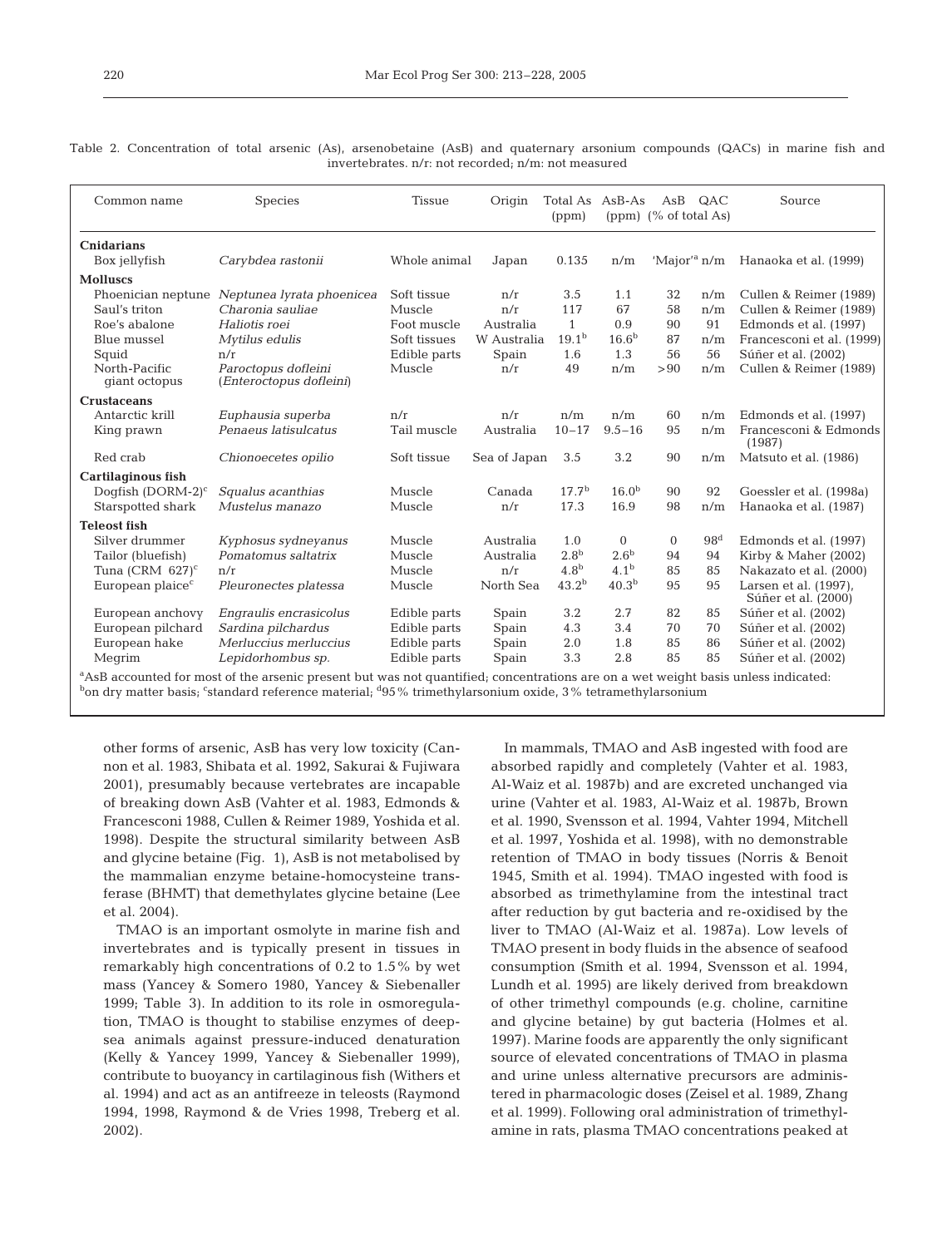Table 2. Concentration of total arsenic (As), arsenobetaine (AsB) and quaternary arsonium compounds (QACs) in marine fish and invertebrates. n/r: not recorded; n/m: not measured

| Common name | Species | Tissue | Origin | Total As (ppm) | AsB-As (ppm) | AsB (% of total As) | QAC | Source |
|---|---|---|---|---|---|---|---|---|
| **Cnidarians** | | | | | | | | |
| Box jellyfish | *Carybdea rastonii* | Whole animal | Japan | 0.135 | n/m | 'Major'[a] | n/m | Hanaoka et al. (1999) |
| **Molluscs** | | | | | | | | |
| Phoenician neptune | *Neptunea lyrata phoenicea* | Soft tissue | n/r | 3.5 | 1.1 | 32 | n/m | Cullen & Reimer (1989) |
| Saul's triton | *Charonia sauliae* | Muscle | n/r | 117 | 67 | 58 | n/m | Cullen & Reimer (1989) |
| Roe's abalone | *Haliotis roei* | Foot muscle | Australia | 1 | 0.9 | 90 | 91 | Edmonds et al. (1997) |
| Blue mussel | *Mytilus edulis* | Soft tissues | W Australia | 19.1[b] | 16.6[b] | 87 | n/m | Francesconi et al. (1999) |
| Squid | n/r | Edible parts | Spain | 1.6 | 1.3 | 56 | 56 | Súñer et al. (2002) |
| North-Pacific giant octopus | *Paroctopus dofleini* (*Enteroctopus dofleini*) | Muscle | n/r | 49 | n/m | >90 | n/m | Cullen & Reimer (1989) |
| **Crustaceans** | | | | | | | | |
| Antarctic krill | *Euphausia superba* | n/r | n/r | n/m | n/m | 60 | n/m | Edmonds et al. (1997) |
| King prawn | *Penaeus latisulcatus* | Tail muscle | Australia | 10–17 | 9.5–16 | 95 | n/m | Francesconi & Edmonds (1987) |
| Red crab | *Chionoecetes opilio* | Soft tissue | Sea of Japan | 3.5 | 3.2 | 90 | n/m | Matsuto et al. (1986) |
| **Cartilaginous fish** | | | | | | | | |
| Dogfish (DORM-2)[c] | *Squalus acanthias* | Muscle | Canada | 17.7[b] | 16.0[b] | 90 | 92 | Goessler et al. (1998a) |
| Starspotted shark | *Mustelus manazo* | Muscle | n/r | 17.3 | 16.9 | 98 | n/m | Hanaoka et al. (1987) |
| **Teleost fish** | | | | | | | | |
| Silver drummer | *Kyphosus sydneyanus* | Muscle | Australia | 1.0 | 0 | 0 | 98[d] | Edmonds et al. (1997) |
| Tailor (bluefish) | *Pomatomus saltatrix* | Muscle | Australia | 2.8[b] | 2.6[b] | 94 | 94 | Kirby & Maher (2002) |
| Tuna (CRM 627)[c] | n/r | Muscle | n/r | 4.8[b] | 4.1[b] | 85 | 85 | Nakazato et al. (2000) |
| European plaice[c] | *Pleuronectes platessa* | Muscle | North Sea | 43.2[b] | 40.3[b] | 95 | 95 | Larsen et al. (1997), Súñer et al. (2000) |
| European anchovy | *Engraulis encrasicolus* | Edible parts | Spain | 3.2 | 2.7 | 82 | 85 | Súñer et al. (2002) |
| European pilchard | *Sardina pilchardus* | Edible parts | Spain | 4.3 | 3.4 | 70 | 70 | Súñer et al. (2002) |
| European hake | *Merluccius merluccius* | Edible parts | Spain | 2.0 | 1.8 | 85 | 86 | Súñer et al. (2002) |
| Megrim | *Lepidorhombus sp.* | Edible parts | Spain | 3.3 | 2.8 | 85 | 85 | Súñer et al. (2002) |

[a]AsB accounted for most of the arsenic present but was not quantified; concentrations are on a wet weight basis unless indicated: [b]on dry matter basis; [c]standard reference material; [d]95% trimethylarsonium oxide, 3% tetramethylarsonium

other forms of arsenic, AsB has very low toxicity (Cannon et al. 1983, Shibata et al. 1992, Sakurai & Fujiwara 2001), presumably because vertebrates are incapable of breaking down AsB (Vahter et al. 1983, Edmonds & Francesconi 1988, Cullen & Reimer 1989, Yoshida et al. 1998). Despite the structural similarity between AsB and glycine betaine (Fig. 1), AsB is not metabolised by the mammalian enzyme betaine-homocysteine transferase (BHMT) that demethylates glycine betaine (Lee et al. 2004).

TMAO is an important osmolyte in marine fish and invertebrates and is typically present in tissues in remarkably high concentrations of 0.2 to 1.5% by wet mass (Yancey & Somero 1980, Yancey & Siebenaller 1999; Table 3). In addition to its role in osmoregulation, TMAO is thought to stabilise enzymes of deep-sea animals against pressure-induced denaturation (Kelly & Yancey 1999, Yancey & Siebenaller 1999), contribute to buoyancy in cartilaginous fish (Withers et al. 1994) and act as an antifreeze in teleosts (Raymond 1994, 1998, Raymond & de Vries 1998, Treberg et al. 2002).

In mammals, TMAO and AsB ingested with food are absorbed rapidly and completely (Vahter et al. 1983, Al-Waiz et al. 1987b) and are excreted unchanged via urine (Vahter et al. 1983, Al-Waiz et al. 1987b, Brown et al. 1990, Svensson et al. 1994, Vahter 1994, Mitchell et al. 1997, Yoshida et al. 1998), with no demonstrable retention of TMAO in body tissues (Norris & Benoit 1945, Smith et al. 1994). TMAO ingested with food is absorbed as trimethylamine from the intestinal tract after reduction by gut bacteria and re-oxidised by the liver to TMAO (Al-Waiz et al. 1987a). Low levels of TMAO present in body fluids in the absence of seafood consumption (Smith et al. 1994, Svensson et al. 1994, Lundh et al. 1995) are likely derived from breakdown of other trimethyl compounds (e.g. choline, carnitine and glycine betaine) by gut bacteria (Holmes et al. 1997). Marine foods are apparently the only significant source of elevated concentrations of TMAO in plasma and urine unless alternative precursors are administered in pharmacologic doses (Zeisel et al. 1989, Zhang et al. 1999). Following oral administration of trimethylamine in rats, plasma TMAO concentrations peaked at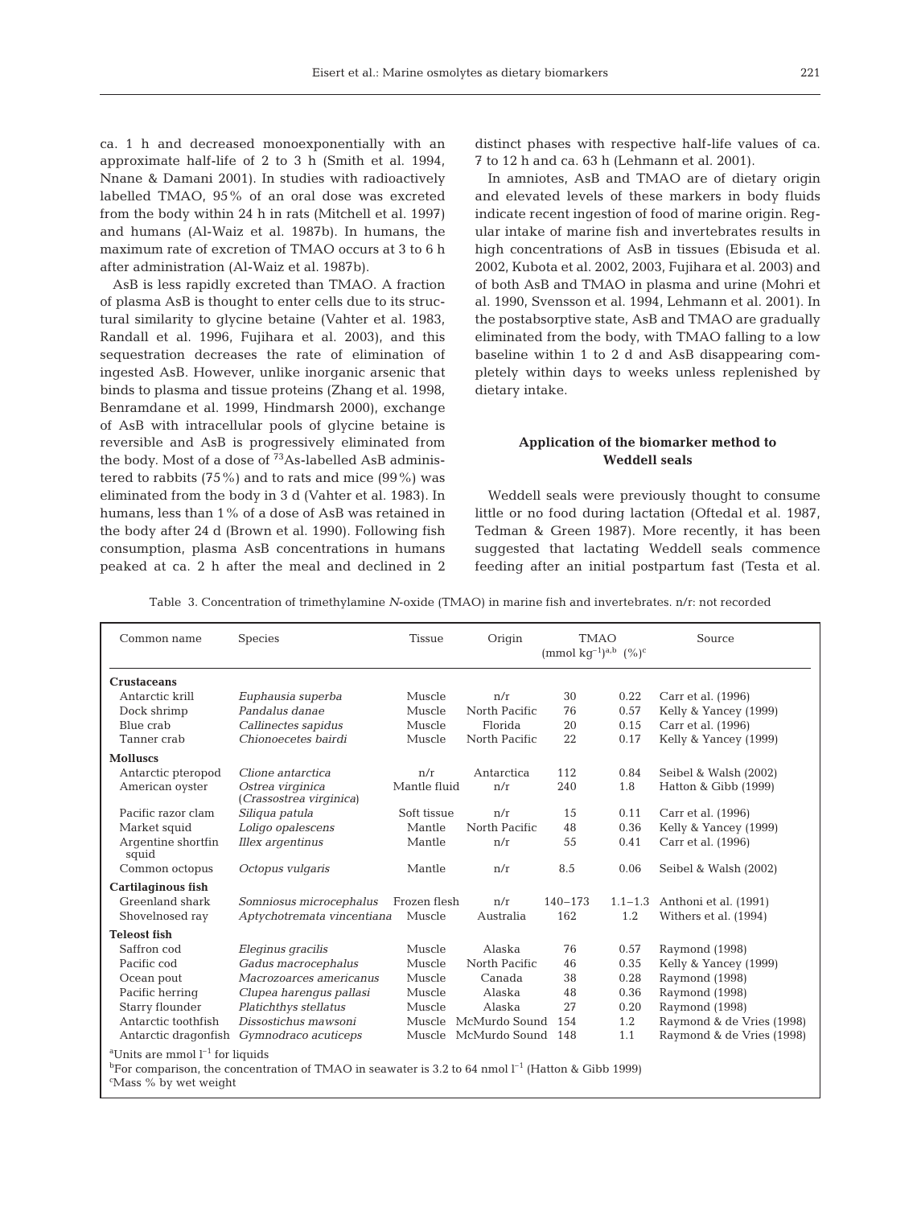ca. 1 h and decreased monoexponentially with an approximate half-life of 2 to 3 h (Smith et al. 1994, Nnane & Damani 2001). In studies with radioactively labelled TMAO, 95% of an oral dose was excreted from the body within 24 h in rats (Mitchell et al. 1997) and humans (Al-Waiz et al. 1987b). In humans, the maximum rate of excretion of TMAO occurs at 3 to 6 h after administration (Al-Waiz et al. 1987b).

AsB is less rapidly excreted than TMAO. A fraction of plasma AsB is thought to enter cells due to its structural similarity to glycine betaine (Vahter et al. 1983, Randall et al. 1996, Fujihara et al. 2003), and this sequestration decreases the rate of elimination of ingested AsB. However, unlike inorganic arsenic that binds to plasma and tissue proteins (Zhang et al. 1998, Benramdane et al. 1999, Hindmarsh 2000), exchange of AsB with intracellular pools of glycine betaine is reversible and AsB is progressively eliminated from the body. Most of a dose of $^{73}$As-labelled AsB administered to rabbits (75%) and to rats and mice (99%) was eliminated from the body in 3 d (Vahter et al. 1983). In humans, less than 1% of a dose of AsB was retained in the body after 24 d (Brown et al. 1990). Following fish consumption, plasma AsB concentrations in humans peaked at ca. 2 h after the meal and declined in 2 distinct phases with respective half-life values of ca. 7 to 12 h and ca. 63 h (Lehmann et al. 2001).

In amniotes, AsB and TMAO are of dietary origin and elevated levels of these markers in body fluids indicate recent ingestion of food of marine origin. Regular intake of marine fish and invertebrates results in high concentrations of AsB in tissues (Ebisuda et al. 2002, Kubota et al. 2002, 2003, Fujihara et al. 2003) and of both AsB and TMAO in plasma and urine (Mohri et al. 1990, Svensson et al. 1994, Lehmann et al. 2001). In the postabsorptive state, AsB and TMAO are gradually eliminated from the body, with TMAO falling to a low baseline within 1 to 2 d and AsB disappearing completely within days to weeks unless replenished by dietary intake.

## Application of the biomarker method to Weddell seals

Weddell seals were previously thought to consume little or no food during lactation (Oftedal et al. 1987, Tedman & Green 1987). More recently, it has been suggested that lactating Weddell seals commence feeding after an initial postpartum fast (Testa et al.

Table 3. Concentration of trimethylamine *N*-oxide (TMAO) in marine fish and invertebrates. n/r: not recorded

| Common name | Species | Tissue | Origin | TMAO (mmol kg$^{-1}$)[a,b] | (%)[c] | Source |
|---|---|---|---|---|---|---|
| **Crustaceans** | | | | | | |
| Antarctic krill | *Euphausia superba* | Muscle | n/r | 30 | 0.22 | Carr et al. (1996) |
| Dock shrimp | *Pandalus danae* | Muscle | North Pacific | 76 | 0.57 | Kelly & Yancey (1999) |
| Blue crab | *Callinectes sapidus* | Muscle | Florida | 20 | 0.15 | Carr et al. (1996) |
| Tanner crab | *Chionoecetes bairdi* | Muscle | North Pacific | 22 | 0.17 | Kelly & Yancey (1999) |
| **Molluscs** | | | | | | |
| Antarctic pteropod | *Clione antarctica* | n/r | Antarctica | 112 | 0.84 | Seibel & Walsh (2002) |
| American oyster | *Ostrea virginica* (*Crassostrea virginica*) | Mantle fluid | n/r | 240 | 1.8 | Hatton & Gibb (1999) |
| Pacific razor clam | *Siliqua patula* | Soft tissue | n/r | 15 | 0.11 | Carr et al. (1996) |
| Market squid | *Loligo opalescens* | Mantle | North Pacific | 48 | 0.36 | Kelly & Yancey (1999) |
| Argentine shortfin squid | *Illex argentinus* | Mantle | n/r | 55 | 0.41 | Carr et al. (1996) |
| Common octopus | *Octopus vulgaris* | Mantle | n/r | 8.5 | 0.06 | Seibel & Walsh (2002) |
| **Cartilaginous fish** | | | | | | |
| Greenland shark | *Somniosus microcephalus* | Frozen flesh | n/r | 140–173 | 1.1–1.3 | Anthoni et al. (1991) |
| Shovelnosed ray | *Aptychotremata vincentiana* | Muscle | Australia | 162 | 1.2 | Withers et al. (1994) |
| **Teleost fish** | | | | | | |
| Saffron cod | *Eleginus gracilis* | Muscle | Alaska | 76 | 0.57 | Raymond (1998) |
| Pacific cod | *Gadus macrocephalus* | Muscle | North Pacific | 46 | 0.35 | Kelly & Yancey (1999) |
| Ocean pout | *Macrozoarces americanus* | Muscle | Canada | 38 | 0.28 | Raymond (1998) |
| Pacific herring | *Clupea harengus pallasi* | Muscle | Alaska | 48 | 0.36 | Raymond (1998) |
| Starry flounder | *Platichthys stellatus* | Muscle | Alaska | 27 | 0.20 | Raymond (1998) |
| Antarctic toothfish | *Dissostichus mawsoni* | Muscle | McMurdo Sound | 154 | 1.2 | Raymond & de Vries (1998) |
| Antarctic dragonfish | *Gymnodraco acuticeps* | Muscle | McMurdo Sound | 148 | 1.1 | Raymond & de Vries (1998) |

[a]Units are mmol l$^{-1}$ for liquids
[b]For comparison, the concentration of TMAO in seawater is 3.2 to 64 nmol l$^{-1}$ (Hatton & Gibb 1999)
[c]Mass % by wet weight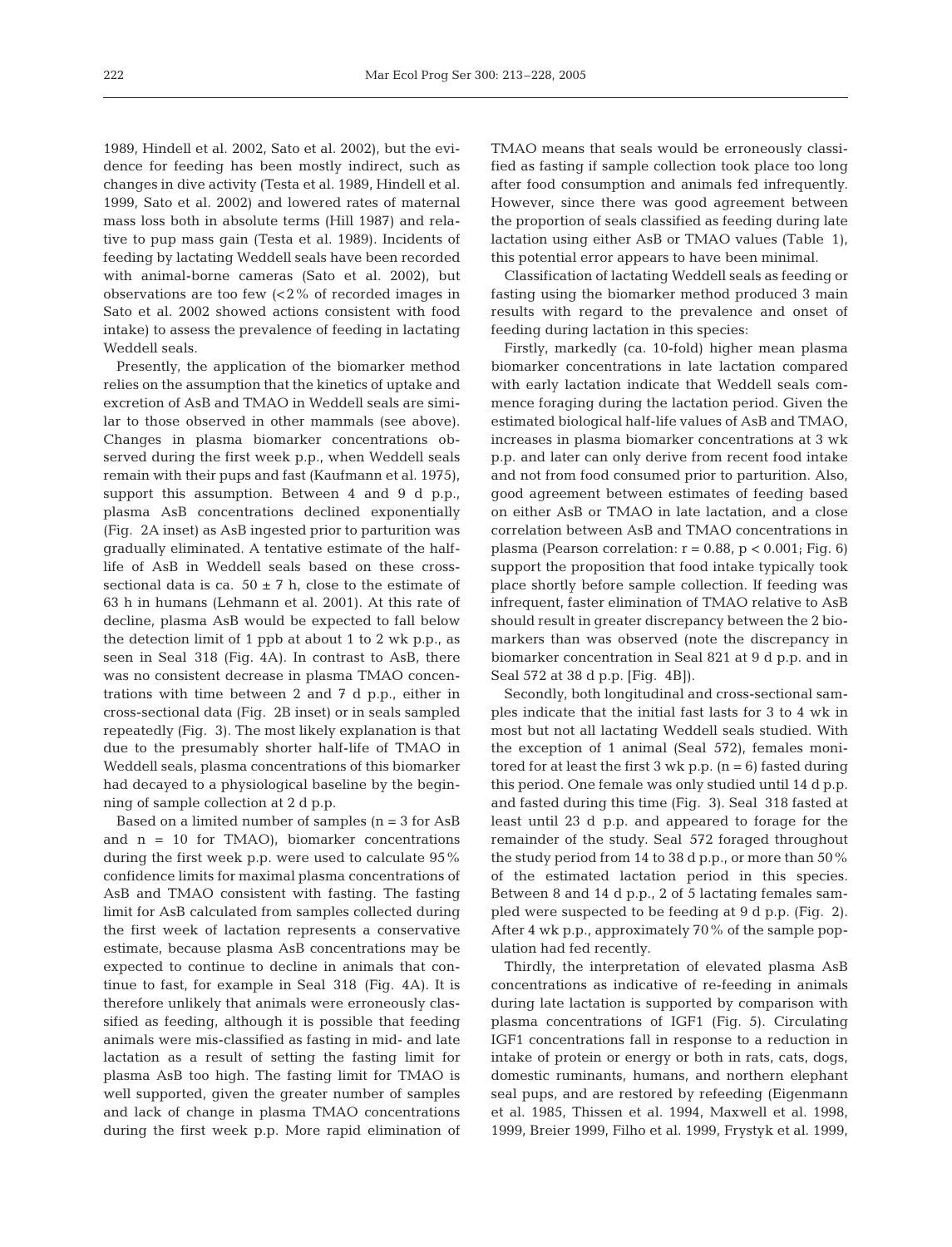1989, Hindell et al. 2002, Sato et al. 2002), but the evidence for feeding has been mostly indirect, such as changes in dive activity (Testa et al. 1989, Hindell et al. 1999, Sato et al. 2002) and lowered rates of maternal mass loss both in absolute terms (Hill 1987) and relative to pup mass gain (Testa et al. 1989). Incidents of feeding by lactating Weddell seals have been recorded with animal-borne cameras (Sato et al. 2002), but observations are too few (<2% of recorded images in Sato et al. 2002 showed actions consistent with food intake) to assess the prevalence of feeding in lactating Weddell seals.

Presently, the application of the biomarker method relies on the assumption that the kinetics of uptake and excretion of AsB and TMAO in Weddell seals are similar to those observed in other mammals (see above). Changes in plasma biomarker concentrations observed during the first week p.p., when Weddell seals remain with their pups and fast (Kaufmann et al. 1975), support this assumption. Between 4 and 9 d p.p., plasma AsB concentrations declined exponentially (Fig. 2A inset) as AsB ingested prior to parturition was gradually eliminated. A tentative estimate of the half-life of AsB in Weddell seals based on these cross-sectional data is ca. $50 \pm 7$ h, close to the estimate of 63 h in humans (Lehmann et al. 2001). At this rate of decline, plasma AsB would be expected to fall below the detection limit of 1 ppb at about 1 to 2 wk p.p., as seen in Seal 318 (Fig. 4A). In contrast to AsB, there was no consistent decrease in plasma TMAO concentrations with time between 2 and 7 d p.p., either in cross-sectional data (Fig. 2B inset) or in seals sampled repeatedly (Fig. 3). The most likely explanation is that due to the presumably shorter half-life of TMAO in Weddell seals, plasma concentrations of this biomarker had decayed to a physiological baseline by the beginning of sample collection at 2 d p.p.

Based on a limited number of samples ($n = 3$ for AsB and $n = 10$ for TMAO), biomarker concentrations during the first week p.p. were used to calculate 95% confidence limits for maximal plasma concentrations of AsB and TMAO consistent with fasting. The fasting limit for AsB calculated from samples collected during the first week of lactation represents a conservative estimate, because plasma AsB concentrations may be expected to continue to decline in animals that continue to fast, for example in Seal 318 (Fig. 4A). It is therefore unlikely that animals were erroneously classified as feeding, although it is possible that feeding animals were mis-classified as fasting in mid- and late lactation as a result of setting the fasting limit for plasma AsB too high. The fasting limit for TMAO is well supported, given the greater number of samples and lack of change in plasma TMAO concentrations during the first week p.p. More rapid elimination of TMAO means that seals would be erroneously classified as fasting if sample collection took place too long after food consumption and animals fed infrequently. However, since there was good agreement between the proportion of seals classified as feeding during late lactation using either AsB or TMAO values (Table 1), this potential error appears to have been minimal.

Classification of lactating Weddell seals as feeding or fasting using the biomarker method produced 3 main results with regard to the prevalence and onset of feeding during lactation in this species:

Firstly, markedly (ca. 10-fold) higher mean plasma biomarker concentrations in late lactation compared with early lactation indicate that Weddell seals commence foraging during the lactation period. Given the estimated biological half-life values of AsB and TMAO, increases in plasma biomarker concentrations at 3 wk p.p. and later can only derive from recent food intake and not from food consumed prior to parturition. Also, good agreement between estimates of feeding based on either AsB or TMAO in late lactation, and a close correlation between AsB and TMAO concentrations in plasma (Pearson correlation: $r = 0.88$, $p < 0.001$; Fig. 6) support the proposition that food intake typically took place shortly before sample collection. If feeding was infrequent, faster elimination of TMAO relative to AsB should result in greater discrepancy between the 2 biomarkers than was observed (note the discrepancy in biomarker concentration in Seal 821 at 9 d p.p. and in Seal 572 at 38 d p.p. [Fig. 4B]).

Secondly, both longitudinal and cross-sectional samples indicate that the initial fast lasts for 3 to 4 wk in most but not all lactating Weddell seals studied. With the exception of 1 animal (Seal 572), females monitored for at least the first 3 wk p.p. ($n = 6$) fasted during this period. One female was only studied until 14 d p.p. and fasted during this time (Fig. 3). Seal 318 fasted at least until 23 d p.p. and appeared to forage for the remainder of the study. Seal 572 foraged throughout the study period from 14 to 38 d p.p., or more than 50% of the estimated lactation period in this species. Between 8 and 14 d p.p., 2 of 5 lactating females sampled were suspected to be feeding at 9 d p.p. (Fig. 2). After 4 wk p.p., approximately 70% of the sample population had fed recently.

Thirdly, the interpretation of elevated plasma AsB concentrations as indicative of re-feeding in animals during late lactation is supported by comparison with plasma concentrations of IGF1 (Fig. 5). Circulating IGF1 concentrations fall in response to a reduction in intake of protein or energy or both in rats, cats, dogs, domestic ruminants, humans, and northern elephant seal pups, and are restored by refeeding (Eigenmann et al. 1985, Thissen et al. 1994, Maxwell et al. 1998, 1999, Breier 1999, Filho et al. 1999, Frystyk et al. 1999,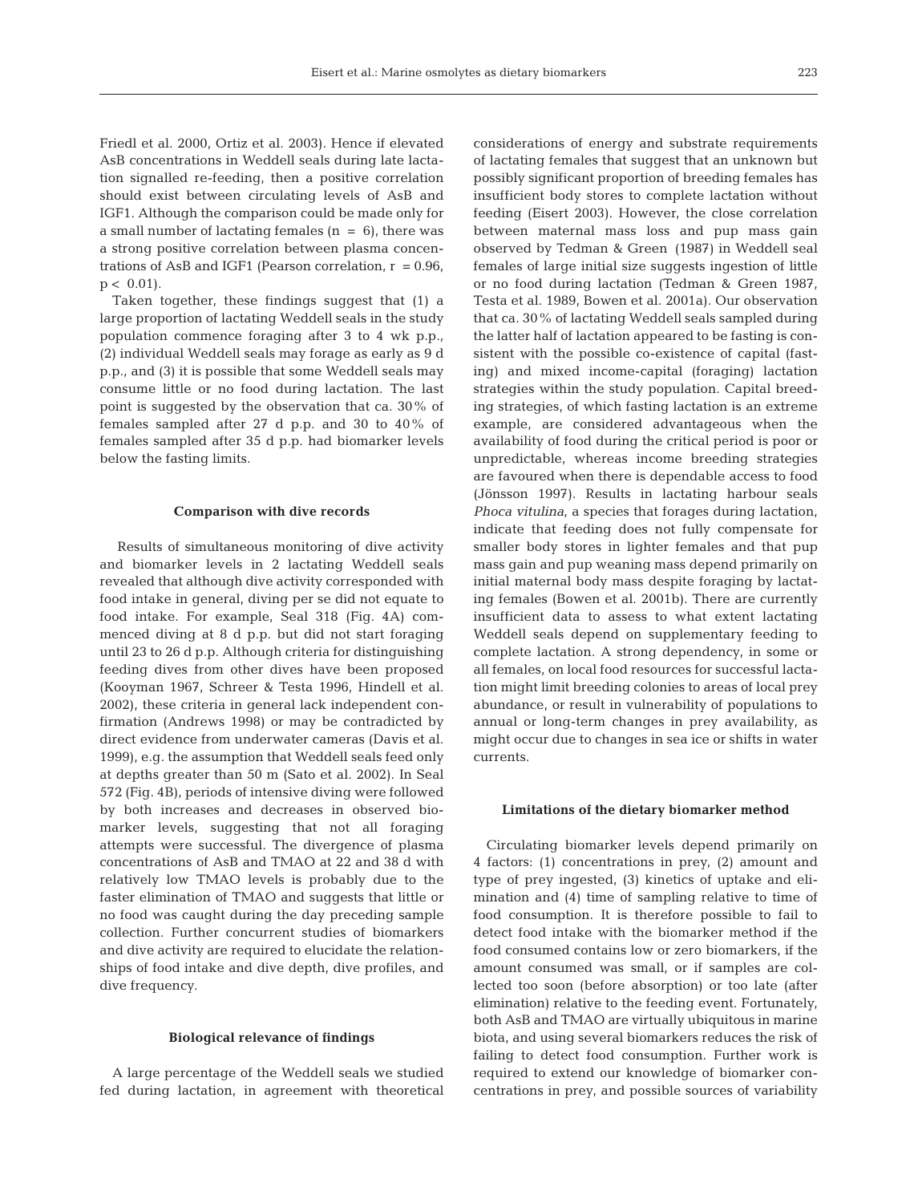Friedl et al. 2000, Ortiz et al. 2003). Hence if elevated AsB concentrations in Weddell seals during late lactation signalled re-feeding, then a positive correlation should exist between circulating levels of AsB and IGF1. Although the comparison could be made only for a small number of lactating females ($n = 6$), there was a strong positive correlation between plasma concentrations of AsB and IGF1 (Pearson correlation, $r = 0.96$, $p < 0.01$).

Taken together, these findings suggest that (1) a large proportion of lactating Weddell seals in the study population commence foraging after 3 to 4 wk p.p., (2) individual Weddell seals may forage as early as 9 d p.p., and (3) it is possible that some Weddell seals may consume little or no food during lactation. The last point is suggested by the observation that ca. 30% of females sampled after 27 d p.p. and 30 to 40% of females sampled after 35 d p.p. had biomarker levels below the fasting limits.

### Comparison with dive records

Results of simultaneous monitoring of dive activity and biomarker levels in 2 lactating Weddell seals revealed that although dive activity corresponded with food intake in general, diving per se did not equate to food intake. For example, Seal 318 (Fig. 4A) commenced diving at 8 d p.p. but did not start foraging until 23 to 26 d p.p. Although criteria for distinguishing feeding dives from other dives have been proposed (Kooyman 1967, Schreer & Testa 1996, Hindell et al. 2002), these criteria in general lack independent confirmation (Andrews 1998) or may be contradicted by direct evidence from underwater cameras (Davis et al. 1999), e.g. the assumption that Weddell seals feed only at depths greater than 50 m (Sato et al. 2002). In Seal 572 (Fig. 4B), periods of intensive diving were followed by both increases and decreases in observed biomarker levels, suggesting that not all foraging attempts were successful. The divergence of plasma concentrations of AsB and TMAO at 22 and 38 d with relatively low TMAO levels is probably due to the faster elimination of TMAO and suggests that little or no food was caught during the day preceding sample collection. Further concurrent studies of biomarkers and dive activity are required to elucidate the relationships of food intake and dive depth, dive profiles, and dive frequency.

### Biological relevance of findings

A large percentage of the Weddell seals we studied fed during lactation, in agreement with theoretical considerations of energy and substrate requirements of lactating females that suggest that an unknown but possibly significant proportion of breeding females has insufficient body stores to complete lactation without feeding (Eisert 2003). However, the close correlation between maternal mass loss and pup mass gain observed by Tedman & Green (1987) in Weddell seal females of large initial size suggests ingestion of little or no food during lactation (Tedman & Green 1987, Testa et al. 1989, Bowen et al. 2001a). Our observation that ca. 30% of lactating Weddell seals sampled during the latter half of lactation appeared to be fasting is consistent with the possible co-existence of capital (fasting) and mixed income-capital (foraging) lactation strategies within the study population. Capital breeding strategies, of which fasting lactation is an extreme example, are considered advantageous when the availability of food during the critical period is poor or unpredictable, whereas income breeding strategies are favoured when there is dependable access to food (Jönsson 1997). Results in lactating harbour seals *Phoca vitulina*, a species that forages during lactation, indicate that feeding does not fully compensate for smaller body stores in lighter females and that pup mass gain and pup weaning mass depend primarily on initial maternal body mass despite foraging by lactating females (Bowen et al. 2001b). There are currently insufficient data to assess to what extent lactating Weddell seals depend on supplementary feeding to complete lactation. A strong dependency, in some or all females, on local food resources for successful lactation might limit breeding colonies to areas of local prey abundance, or result in vulnerability of populations to annual or long-term changes in prey availability, as might occur due to changes in sea ice or shifts in water currents.

### Limitations of the dietary biomarker method

Circulating biomarker levels depend primarily on 4 factors: (1) concentrations in prey, (2) amount and type of prey ingested, (3) kinetics of uptake and elimination and (4) time of sampling relative to time of food consumption. It is therefore possible to fail to detect food intake with the biomarker method if the food consumed contains low or zero biomarkers, if the amount consumed was small, or if samples are collected too soon (before absorption) or too late (after elimination) relative to the feeding event. Fortunately, both AsB and TMAO are virtually ubiquitous in marine biota, and using several biomarkers reduces the risk of failing to detect food consumption. Further work is required to extend our knowledge of biomarker concentrations in prey, and possible sources of variability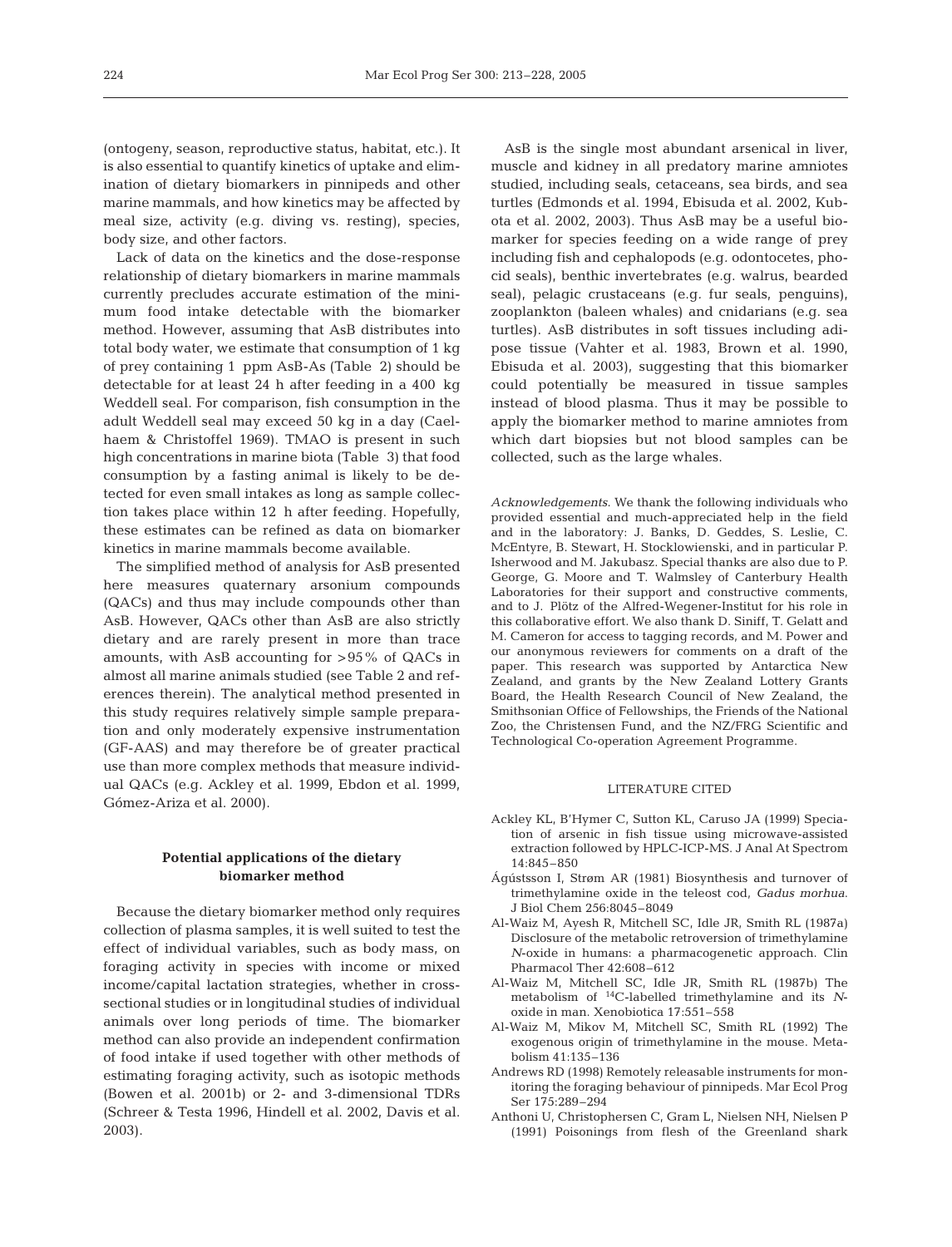(ontogeny, season, reproductive status, habitat, etc.). It is also essential to quantify kinetics of uptake and elimination of dietary biomarkers in pinnipeds and other marine mammals, and how kinetics may be affected by meal size, activity (e.g. diving vs. resting), species, body size, and other factors.

Lack of data on the kinetics and the dose-response relationship of dietary biomarkers in marine mammals currently precludes accurate estimation of the minimum food intake detectable with the biomarker method. However, assuming that AsB distributes into total body water, we estimate that consumption of 1 kg of prey containing 1 ppm AsB-As (Table 2) should be detectable for at least 24 h after feeding in a 400 kg Weddell seal. For comparison, fish consumption in the adult Weddell seal may exceed 50 kg in a day (Caelhaem & Christoffel 1969). TMAO is present in such high concentrations in marine biota (Table 3) that food consumption by a fasting animal is likely to be detected for even small intakes as long as sample collection takes place within 12 h after feeding. Hopefully, these estimates can be refined as data on biomarker kinetics in marine mammals become available.

The simplified method of analysis for AsB presented here measures quaternary arsonium compounds (QACs) and thus may include compounds other than AsB. However, QACs other than AsB are also strictly dietary and are rarely present in more than trace amounts, with AsB accounting for >95% of QACs in almost all marine animals studied (see Table 2 and references therein). The analytical method presented in this study requires relatively simple sample preparation and only moderately expensive instrumentation (GF-AAS) and may therefore be of greater practical use than more complex methods that measure individual QACs (e.g. Ackley et al. 1999, Ebdon et al. 1999, Gómez-Ariza et al. 2000).

## Potential applications of the dietary biomarker method

Because the dietary biomarker method only requires collection of plasma samples, it is well suited to test the effect of individual variables, such as body mass, on foraging activity in species with income or mixed income/capital lactation strategies, whether in cross-sectional studies or in longitudinal studies of individual animals over long periods of time. The biomarker method can also provide an independent confirmation of food intake if used together with other methods of estimating foraging activity, such as isotopic methods (Bowen et al. 2001b) or 2- and 3-dimensional TDRs (Schreer & Testa 1996, Hindell et al. 2002, Davis et al. 2003).

AsB is the single most abundant arsenical in liver, muscle and kidney in all predatory marine amniotes studied, including seals, cetaceans, sea birds, and sea turtles (Edmonds et al. 1994, Ebisuda et al. 2002, Kubota et al. 2002, 2003). Thus AsB may be a useful biomarker for species feeding on a wide range of prey including fish and cephalopods (e.g. odontocetes, phocid seals), benthic invertebrates (e.g. walrus, bearded seal), pelagic crustaceans (e.g. fur seals, penguins), zooplankton (baleen whales) and cnidarians (e.g. sea turtles). AsB distributes in soft tissues including adipose tissue (Vahter et al. 1983, Brown et al. 1990, Ebisuda et al. 2003), suggesting that this biomarker could potentially be measured in tissue samples instead of blood plasma. Thus it may be possible to apply the biomarker method to marine amniotes from which dart biopsies but not blood samples can be collected, such as the large whales.

*Acknowledgements.* We thank the following individuals who provided essential and much-appreciated help in the field and in the laboratory: J. Banks, D. Geddes, S. Leslie, C. McEntyre, B. Stewart, H. Stocklowienski, and in particular P. Isherwood and M. Jakubasz. Special thanks are also due to P. George, G. Moore and T. Walmsley of Canterbury Health Laboratories for their support and constructive comments, and to J. Plötz of the Alfred-Wegener-Institut for his role in this collaborative effort. We also thank D. Siniff, T. Gelatt and M. Cameron for access to tagging records, and M. Power and our anonymous reviewers for comments on a draft of the paper. This research was supported by Antarctica New Zealand, and grants by the New Zealand Lottery Grants Board, the Health Research Council of New Zealand, the Smithsonian Office of Fellowships, the Friends of the National Zoo, the Christensen Fund, and the NZ/FRG Scientific and Technological Co-operation Agreement Programme.

## LITERATURE CITED

- Ackley KL, B'Hymer C, Sutton KL, Caruso JA (1999) Speciation of arsenic in fish tissue using microwave-assisted extraction followed by HPLC-ICP-MS. J Anal At Spectrom 14:845–850
- Ágústsson I, Strøm AR (1981) Biosynthesis and turnover of trimethylamine oxide in the teleost cod, *Gadus morhua*. J Biol Chem 256:8045–8049
- Al-Waiz M, Ayesh R, Mitchell SC, Idle JR, Smith RL (1987a) Disclosure of the metabolic retroversion of trimethylamine *N*-oxide in humans: a pharmacogenetic approach. Clin Pharmacol Ther 42:608–612
- Al-Waiz M, Mitchell SC, Idle JR, Smith RL (1987b) The metabolism of $^{14}C$-labelled trimethylamine and its *N*-oxide in man. Xenobiotica 17:551–558
- Al-Waiz M, Mikov M, Mitchell SC, Smith RL (1992) The exogenous origin of trimethylamine in the mouse. Metabolism 41:135–136
- Andrews RD (1998) Remotely releasable instruments for monitoring the foraging behaviour of pinnipeds. Mar Ecol Prog Ser 175:289–294
- Anthoni U, Christophersen C, Gram L, Nielsen NH, Nielsen P (1991) Poisonings from flesh of the Greenland shark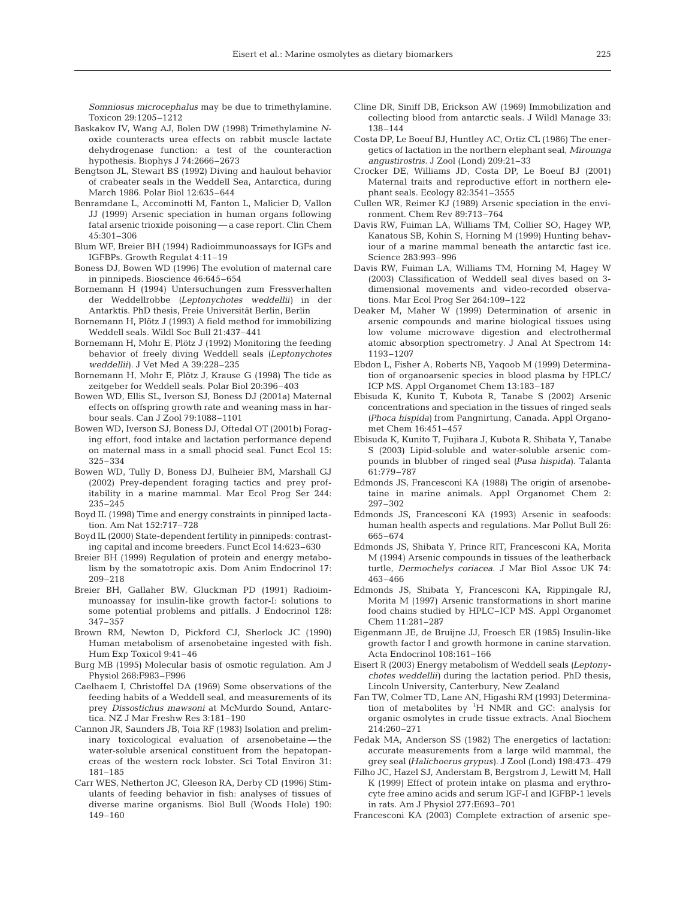*Somniosus microcephalus* may be due to trimethylamine. Toxicon 29:1205–1212

Baskakov IV, Wang AJ, Bolen DW (1998) Trimethylamine *N*-oxide counteracts urea effects on rabbit muscle lactate dehydrogenase function: a test of the counteraction hypothesis. Biophys J 74:2666–2673

Bengtson JL, Stewart BS (1992) Diving and haulout behavior of crabeater seals in the Weddell Sea, Antarctica, during March 1986. Polar Biol 12:635–644

Benramdane L, Accominotti M, Fanton L, Malicier D, Vallon JJ (1999) Arsenic speciation in human organs following fatal arsenic trioxide poisoning — a case report. Clin Chem 45:301–306

Blum WF, Breier BH (1994) Radioimmunoassays for IGFs and IGFBPs. Growth Regulat 4:11–19

Boness DJ, Bowen WD (1996) The evolution of maternal care in pinnipeds. Bioscience 46:645–654

Bornemann H (1994) Untersuchungen zum Fressverhalten der Weddellrobbe (*Leptonychotes weddellii*) in der Antarktis. PhD thesis, Freie Universität Berlin, Berlin

Bornemann H, Plötz J (1993) A field method for immobilizing Weddell seals. Wildl Soc Bull 21:437–441

Bornemann H, Mohr E, Plötz J (1992) Monitoring the feeding behavior of freely diving Weddell seals (*Leptonychotes weddellii*). J Vet Med A 39:228–235

Bornemann H, Mohr E, Plötz J, Krause G (1998) The tide as zeitgeber for Weddell seals. Polar Biol 20:396–403

Bowen WD, Ellis SL, Iverson SJ, Boness DJ (2001a) Maternal effects on offspring growth rate and weaning mass in harbour seals. Can J Zool 79:1088–1101

Bowen WD, Iverson SJ, Boness DJ, Oftedal OT (2001b) Foraging effort, food intake and lactation performance depend on maternal mass in a small phocid seal. Funct Ecol 15: 325–334

Bowen WD, Tully D, Boness DJ, Bulheier BM, Marshall GJ (2002) Prey-dependent foraging tactics and prey profitability in a marine mammal. Mar Ecol Prog Ser 244: 235–245

Boyd IL (1998) Time and energy constraints in pinniped lactation. Am Nat 152:717–728

Boyd IL (2000) State-dependent fertility in pinnipeds: contrasting capital and income breeders. Funct Ecol 14:623–630

Breier BH (1999) Regulation of protein and energy metabolism by the somatotropic axis. Dom Anim Endocrinol 17: 209–218

Breier BH, Gallaher BW, Gluckman PD (1991) Radioimmunoassay for insulin-like growth factor-I: solutions to some potential problems and pitfalls. J Endocrinol 128: 347–357

Brown RM, Newton D, Pickford CJ, Sherlock JC (1990) Human metabolism of arsenobetaine ingested with fish. Hum Exp Toxicol 9:41–46

Burg MB (1995) Molecular basis of osmotic regulation. Am J Physiol 268:F983–F996

Caelhaem I, Christoffel DA (1969) Some observations of the feeding habits of a Weddell seal, and measurements of its prey *Dissostichus mawsoni* at McMurdo Sound, Antarctica. NZ J Mar Freshw Res 3:181–190

Cannon JR, Saunders JB, Toia RF (1983) Isolation and preliminary toxicological evaluation of arsenobetaine — the water-soluble arsenical constituent from the hepatopancreas of the western rock lobster. Sci Total Environ 31: 181–185

Carr WES, Netherton JC, Gleeson RA, Derby CD (1996) Stimulants of feeding behavior in fish: analyses of tissues of diverse marine organisms. Biol Bull (Woods Hole) 190: 149–160

Cline DR, Siniff DB, Erickson AW (1969) Immobilization and collecting blood from antarctic seals. J Wildl Manage 33: 138–144

Costa DP, Le Boeuf BJ, Huntley AC, Ortiz CL (1986) The energetics of lactation in the northern elephant seal, *Mirounga angustirostris*. J Zool (Lond) 209:21–33

Crocker DE, Williams JD, Costa DP, Le Boeuf BJ (2001) Maternal traits and reproductive effort in northern elephant seals. Ecology 82:3541–3555

Cullen WR, Reimer KJ (1989) Arsenic speciation in the environment. Chem Rev 89:713–764

Davis RW, Fuiman LA, Williams TM, Collier SO, Hagey WP, Kanatous SB, Kohin S, Horning M (1999) Hunting behaviour of a marine mammal beneath the antarctic fast ice. Science 283:993–996

Davis RW, Fuiman LA, Williams TM, Horning M, Hagey W (2003) Classification of Weddell seal dives based on 3-dimensional movements and video-recorded observations. Mar Ecol Prog Ser 264:109–122

Deaker M, Maher W (1999) Determination of arsenic in arsenic compounds and marine biological tissues using low volume microwave digestion and electrothermal atomic absorption spectrometry. J Anal At Spectrom 14: 1193–1207

Ebdon L, Fisher A, Roberts NB, Yaqoob M (1999) Determination of organoarsenic species in blood plasma by HPLC/ICP MS. Appl Organomet Chem 13:183–187

Ebisuda K, Kunito T, Kubota R, Tanabe S (2002) Arsenic concentrations and speciation in the tissues of ringed seals (*Phoca hispida*) from Pangnirtung, Canada. Appl Organomet Chem 16:451–457

Ebisuda K, Kunito T, Fujihara J, Kubota R, Shibata Y, Tanabe S (2003) Lipid-soluble and water-soluble arsenic compounds in blubber of ringed seal (*Pusa hispida*). Talanta 61:779–787

Edmonds JS, Francesconi KA (1988) The origin of arsenobetaine in marine animals. Appl Organomet Chem 2: 297–302

Edmonds JS, Francesconi KA (1993) Arsenic in seafoods: human health aspects and regulations. Mar Pollut Bull 26: 665–674

Edmonds JS, Shibata Y, Prince RIT, Francesconi KA, Morita M (1994) Arsenic compounds in tissues of the leatherback turtle, *Dermochelys coriacea*. J Mar Biol Assoc UK 74: 463–466

Edmonds JS, Shibata Y, Francesconi KA, Rippingale RJ, Morita M (1997) Arsenic transformations in short marine food chains studied by HPLC–ICP MS. Appl Organomet Chem 11:281–287

Eigenmann JE, de Bruijne JJ, Froesch ER (1985) Insulin-like growth factor I and growth hormone in canine starvation. Acta Endocrinol 108:161–166

Eisert R (2003) Energy metabolism of Weddell seals (*Leptonychotes weddellii*) during the lactation period. PhD thesis, Lincoln University, Canterbury, New Zealand

Fan TW, Colmer TD, Lane AN, Higashi RM (1993) Determination of metabolites by $^{1}H$ NMR and GC: analysis for organic osmolytes in crude tissue extracts. Anal Biochem 214:260–271

Fedak MA, Anderson SS (1982) The energetics of lactation: accurate measurements from a large wild mammal, the grey seal (*Halichoerus grypus*). J Zool (Lond) 198:473–479

Filho JC, Hazel SJ, Anderstam B, Bergstrom J, Lewitt M, Hall K (1999) Effect of protein intake on plasma and erythrocyte free amino acids and serum IGF-I and IGFBP-1 levels in rats. Am J Physiol 277:E693–701

Francesconi KA (2003) Complete extraction of arsenic spe-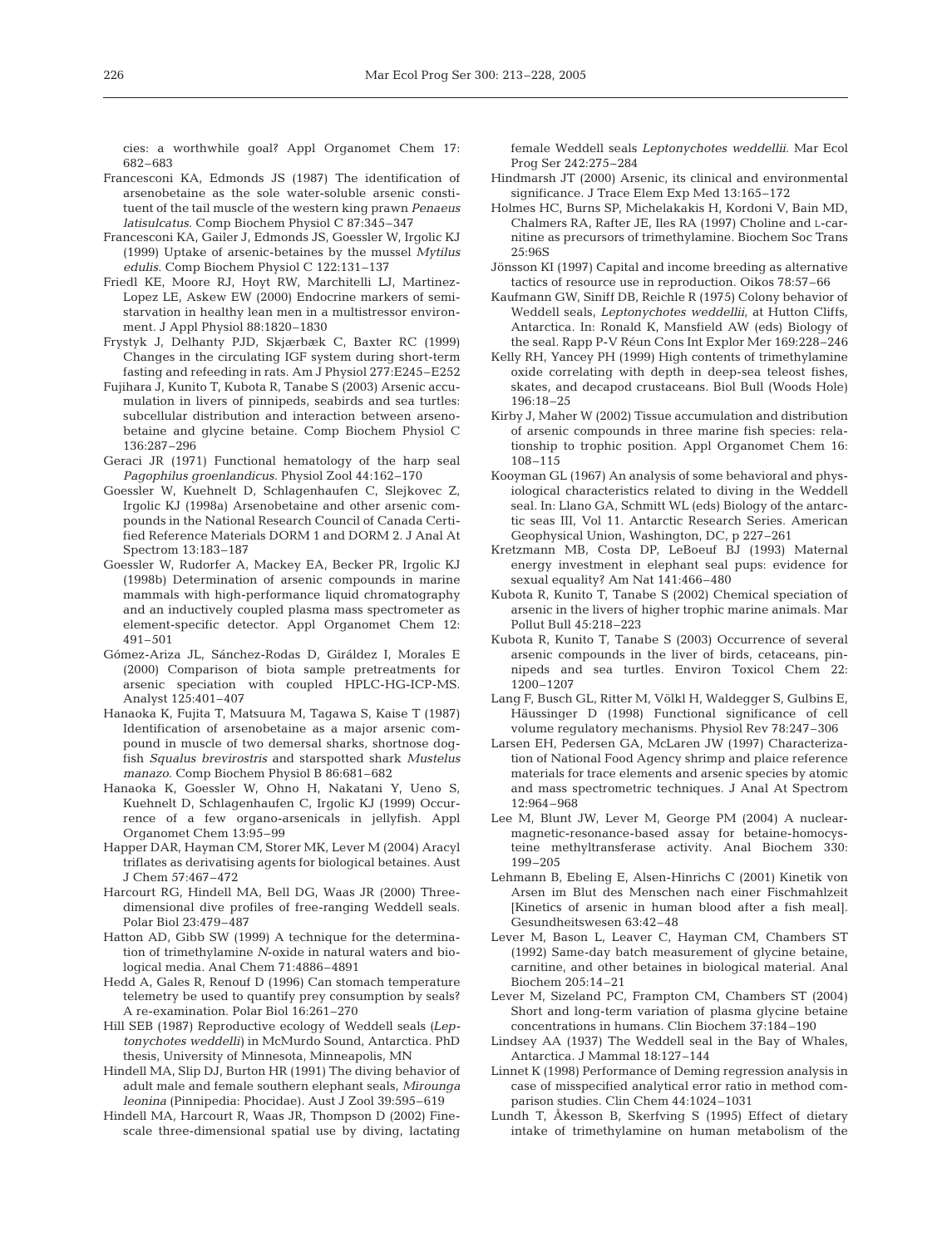cies: a worthwhile goal? Appl Organomet Chem 17: 682–683

Francesconi KA, Edmonds JS (1987) The identification of arsenobetaine as the sole water-soluble arsenic constituent of the tail muscle of the western king prawn *Penaeus latisulcatus*. Comp Biochem Physiol C 87:345–347

Francesconi KA, Gailer J, Edmonds JS, Goessler W, Irgolic KJ (1999) Uptake of arsenic-betaines by the mussel *Mytilus edulis.* Comp Biochem Physiol C 122:131–137

Friedl KE, Moore RJ, Hoyt RW, Marchitelli LJ, Martinez-Lopez LE, Askew EW (2000) Endocrine markers of semi-starvation in healthy lean men in a multistressor environment. J Appl Physiol 88:1820–1830

Frystyk J, Delhanty PJD, Skjærbæk C, Baxter RC (1999) Changes in the circulating IGF system during short-term fasting and refeeding in rats. Am J Physiol 277:E245–E252

Fujihara J, Kunito T, Kubota R, Tanabe S (2003) Arsenic accumulation in livers of pinnipeds, seabirds and sea turtles: subcellular distribution and interaction between arsenobetaine and glycine betaine. Comp Biochem Physiol C 136:287–296

Geraci JR (1971) Functional hematology of the harp seal *Pagophilus groenlandicus.* Physiol Zool 44:162–170

Goessler W, Kuehnelt D, Schlagenhaufen C, Slejkovec Z, Irgolic KJ (1998a) Arsenobetaine and other arsenic compounds in the National Research Council of Canada Certified Reference Materials DORM 1 and DORM 2. J Anal At Spectrom 13:183–187

Goessler W, Rudorfer A, Mackey EA, Becker PR, Irgolic KJ (1998b) Determination of arsenic compounds in marine mammals with high-performance liquid chromatography and an inductively coupled plasma mass spectrometer as element-specific detector. Appl Organomet Chem 12: 491–501

Gómez-Ariza JL, Sánchez-Rodas D, Giráldez I, Morales E (2000) Comparison of biota sample pretreatments for arsenic speciation with coupled HPLC-HG-ICP-MS. Analyst 125:401–407

Hanaoka K, Fujita T, Matsuura M, Tagawa S, Kaise T (1987) Identification of arsenobetaine as a major arsenic compound in muscle of two demersal sharks, shortnose dogfish *Squalus brevirostris* and starspotted shark *Mustelus manazo.* Comp Biochem Physiol B 86:681–682

Hanaoka K, Goessler W, Ohno H, Nakatani Y, Ueno S, Kuehnelt D, Schlagenhaufen C, Irgolic KJ (1999) Occurrence of a few organo-arsenicals in jellyfish. Appl Organomet Chem 13:95–99

Happer DAR, Hayman CM, Storer MK, Lever M (2004) Aracyl triflates as derivatising agents for biological betaines. Aust J Chem 57:467–472

Harcourt RG, Hindell MA, Bell DG, Waas JR (2000) Three-dimensional dive profiles of free-ranging Weddell seals. Polar Biol 23:479–487

Hatton AD, Gibb SW (1999) A technique for the determination of trimethylamine *N*-oxide in natural waters and biological media. Anal Chem 71:4886–4891

Hedd A, Gales R, Renouf D (1996) Can stomach temperature telemetry be used to quantify prey consumption by seals? A re-examination. Polar Biol 16:261–270

Hill SEB (1987) Reproductive ecology of Weddell seals (*Leptonychotes weddelli*) in McMurdo Sound, Antarctica. PhD thesis, University of Minnesota, Minneapolis, MN

Hindell MA, Slip DJ, Burton HR (1991) The diving behavior of adult male and female southern elephant seals, *Mirounga leonina* (Pinnipedia: Phocidae). Aust J Zool 39:595–619

Hindell MA, Harcourt R, Waas JR, Thompson D (2002) Fine-scale three-dimensional spatial use by diving, lactating female Weddell seals *Leptonychotes weddellii.* Mar Ecol Prog Ser 242:275–284

Hindmarsh JT (2000) Arsenic, its clinical and environmental significance. J Trace Elem Exp Med 13:165–172

Holmes HC, Burns SP, Michelakakis H, Kordoni V, Bain MD, Chalmers RA, Rafter JE, Iles RA (1997) Choline and L-carnitine as precursors of trimethylamine. Biochem Soc Trans 25:96S

Jönsson KI (1997) Capital and income breeding as alternative tactics of resource use in reproduction. Oikos 78:57–66

Kaufmann GW, Siniff DB, Reichle R (1975) Colony behavior of Weddell seals, *Leptonychotes weddellii*, at Hutton Cliffs, Antarctica. In: Ronald K, Mansfield AW (eds) Biology of the seal. Rapp P-V Réun Cons Int Explor Mer 169:228–246

Kelly RH, Yancey PH (1999) High contents of trimethylamine oxide correlating with depth in deep-sea teleost fishes, skates, and decapod crustaceans. Biol Bull (Woods Hole) 196:18–25

Kirby J, Maher W (2002) Tissue accumulation and distribution of arsenic compounds in three marine fish species: relationship to trophic position. Appl Organomet Chem 16: 108–115

Kooyman GL (1967) An analysis of some behavioral and physiological characteristics related to diving in the Weddell seal. In: Llano GA, Schmitt WL (eds) Biology of the antarctic seas III, Vol 11. Antarctic Research Series. American Geophysical Union, Washington, DC, p 227–261

Kretzmann MB, Costa DP, LeBoeuf BJ (1993) Maternal energy investment in elephant seal pups: evidence for sexual equality? Am Nat 141:466–480

Kubota R, Kunito T, Tanabe S (2002) Chemical speciation of arsenic in the livers of higher trophic marine animals. Mar Pollut Bull 45:218–223

Kubota R, Kunito T, Tanabe S (2003) Occurrence of several arsenic compounds in the liver of birds, cetaceans, pinnipeds and sea turtles. Environ Toxicol Chem 22: 1200–1207

Lang F, Busch GL, Ritter M, Völkl H, Waldegger S, Gulbins E, Häussinger D (1998) Functional significance of cell volume regulatory mechanisms. Physiol Rev 78:247–306

Larsen EH, Pedersen GA, McLaren JW (1997) Characterization of National Food Agency shrimp and plaice reference materials for trace elements and arsenic species by atomic and mass spectrometric techniques. J Anal At Spectrom 12:964–968

Lee M, Blunt JW, Lever M, George PM (2004) A nuclear-magnetic-resonance-based assay for betaine-homocysteine methyltransferase activity. Anal Biochem 330: 199–205

Lehmann B, Ebeling E, Alsen-Hinrichs C (2001) Kinetik von Arsen im Blut des Menschen nach einer Fischmahlzeit [Kinetics of arsenic in human blood after a fish meal]. Gesundheitswesen 63:42–48

Lever M, Bason L, Leaver C, Hayman CM, Chambers ST (1992) Same-day batch measurement of glycine betaine, carnitine, and other betaines in biological material. Anal Biochem 205:14–21

Lever M, Sizeland PC, Frampton CM, Chambers ST (2004) Short and long-term variation of plasma glycine betaine concentrations in humans. Clin Biochem 37:184–190

Lindsey AA (1937) The Weddell seal in the Bay of Whales, Antarctica. J Mammal 18:127–144

Linnet K (1998) Performance of Deming regression analysis in case of misspecified analytical error ratio in method comparison studies. Clin Chem 44:1024–1031

Lundh T, Åkesson B, Skerfving S (1995) Effect of dietary intake of trimethylamine on human metabolism of the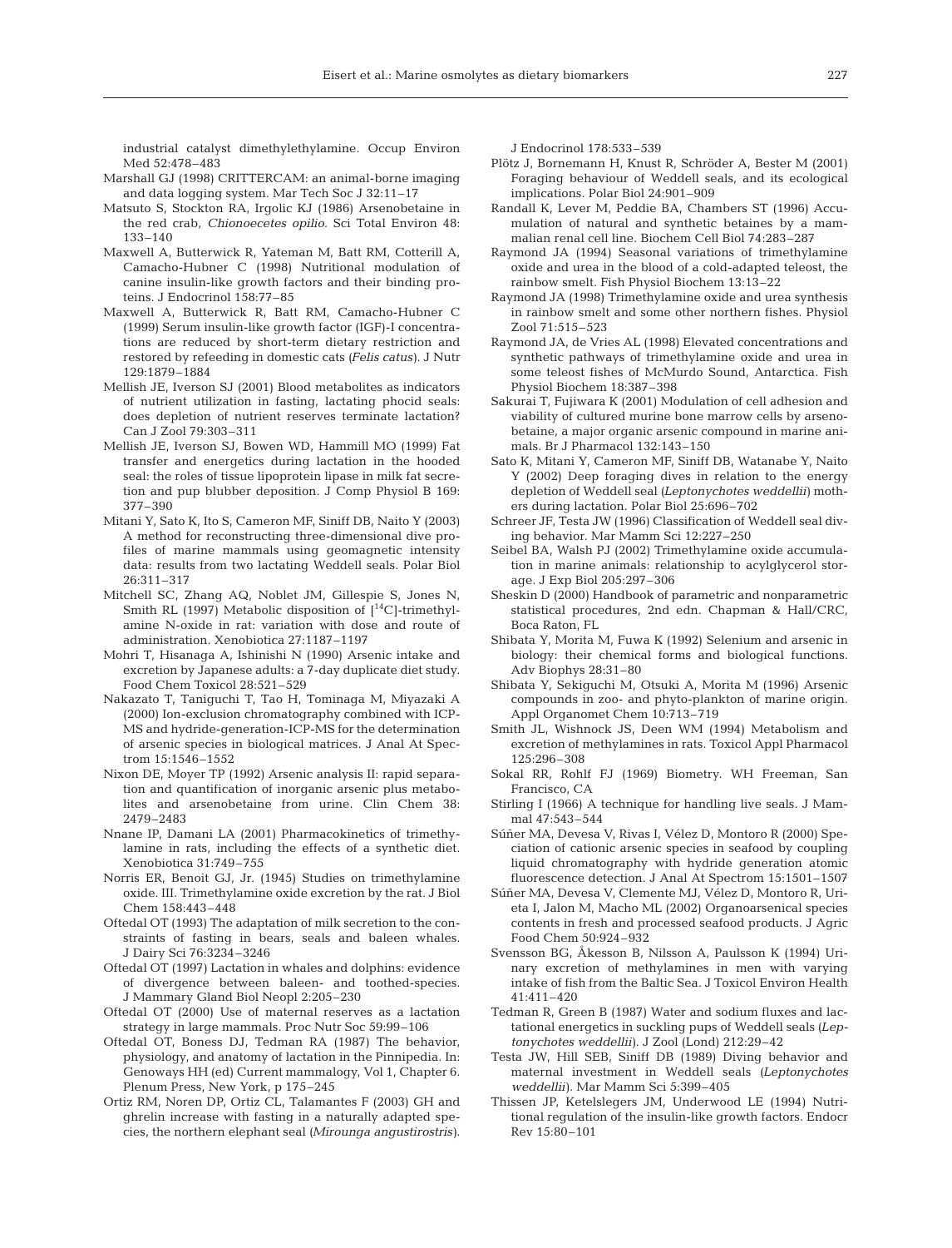industrial catalyst dimethylethylamine. Occup Environ Med 52:478–483

Marshall GJ (1998) CRITTERCAM: an animal-borne imaging and data logging system. Mar Tech Soc J 32:11–17

Matsuto S, Stockton RA, Irgolic KJ (1986) Arsenobetaine in the red crab, *Chionoecetes opilio*. Sci Total Environ 48: 133–140

Maxwell A, Butterwick R, Yateman M, Batt RM, Cotterill A, Camacho-Hubner C (1998) Nutritional modulation of canine insulin-like growth factors and their binding proteins. J Endocrinol 158:77–85

Maxwell A, Butterwick R, Batt RM, Camacho-Hubner C (1999) Serum insulin-like growth factor (IGF)-I concentrations are reduced by short-term dietary restriction and restored by refeeding in domestic cats (*Felis catus*). J Nutr 129:1879–1884

Mellish JE, Iverson SJ (2001) Blood metabolites as indicators of nutrient utilization in fasting, lactating phocid seals: does depletion of nutrient reserves terminate lactation? Can J Zool 79:303–311

Mellish JE, Iverson SJ, Bowen WD, Hammill MO (1999) Fat transfer and energetics during lactation in the hooded seal: the roles of tissue lipoprotein lipase in milk fat secretion and pup blubber deposition. J Comp Physiol B 169: 377–390

Mitani Y, Sato K, Ito S, Cameron MF, Siniff DB, Naito Y (2003) A method for reconstructing three-dimensional dive profiles of marine mammals using geomagnetic intensity data: results from two lactating Weddell seals. Polar Biol 26:311–317

Mitchell SC, Zhang AQ, Noblet JM, Gillespie S, Jones N, Smith RL (1997) Metabolic disposition of [$^{14}$C]-trimethylamine N-oxide in rat: variation with dose and route of administration. Xenobiotica 27:1187–1197

Mohri T, Hisanaga A, Ishinishi N (1990) Arsenic intake and excretion by Japanese adults: a 7-day duplicate diet study. Food Chem Toxicol 28:521–529

Nakazato T, Taniguchi T, Tao H, Tominaga M, Miyazaki A (2000) Ion-exclusion chromatography combined with ICP-MS and hydride-generation-ICP-MS for the determination of arsenic species in biological matrices. J Anal At Spectrom 15:1546–1552

Nixon DE, Moyer TP (1992) Arsenic analysis II: rapid separation and quantification of inorganic arsenic plus metabolites and arsenobetaine from urine. Clin Chem 38: 2479–2483

Nnane IP, Damani LA (2001) Pharmacokinetics of trimethylamine in rats, including the effects of a synthetic diet. Xenobiotica 31:749–755

Norris ER, Benoit GJ, Jr. (1945) Studies on trimethylamine oxide. III. Trimethylamine oxide excretion by the rat. J Biol Chem 158:443–448

Oftedal OT (1993) The adaptation of milk secretion to the constraints of fasting in bears, seals and baleen whales. J Dairy Sci 76:3234–3246

Oftedal OT (1997) Lactation in whales and dolphins: evidence of divergence between baleen- and toothed-species. J Mammary Gland Biol Neopl 2:205–230

Oftedal OT (2000) Use of maternal reserves as a lactation strategy in large mammals. Proc Nutr Soc 59:99–106

Oftedal OT, Boness DJ, Tedman RA (1987) The behavior, physiology, and anatomy of lactation in the Pinnipedia. In: Genoways HH (ed) Current mammalogy, Vol 1, Chapter 6. Plenum Press, New York, p 175–245

Ortiz RM, Noren DP, Ortiz CL, Talamantes F (2003) GH and ghrelin increase with fasting in a naturally adapted species, the northern elephant seal (*Mirounga angustirostris*). J Endocrinol 178:533–539

Plötz J, Bornemann H, Knust R, Schröder A, Bester M (2001) Foraging behaviour of Weddell seals, and its ecological implications. Polar Biol 24:901–909

Randall K, Lever M, Peddie BA, Chambers ST (1996) Accumulation of natural and synthetic betaines by a mammalian renal cell line. Biochem Cell Biol 74:283–287

Raymond JA (1994) Seasonal variations of trimethylamine oxide and urea in the blood of a cold-adapted teleost, the rainbow smelt. Fish Physiol Biochem 13:13–22

Raymond JA (1998) Trimethylamine oxide and urea synthesis in rainbow smelt and some other northern fishes. Physiol Zool 71:515–523

Raymond JA, de Vries AL (1998) Elevated concentrations and synthetic pathways of trimethylamine oxide and urea in some teleost fishes of McMurdo Sound, Antarctica. Fish Physiol Biochem 18:387–398

Sakurai T, Fujiwara K (2001) Modulation of cell adhesion and viability of cultured murine bone marrow cells by arsenobetaine, a major organic arsenic compound in marine animals. Br J Pharmacol 132:143–150

Sato K, Mitani Y, Cameron MF, Siniff DB, Watanabe Y, Naito Y (2002) Deep foraging dives in relation to the energy depletion of Weddell seal (*Leptonychotes weddellii*) mothers during lactation. Polar Biol 25:696–702

Schreer JF, Testa JW (1996) Classification of Weddell seal diving behavior. Mar Mamm Sci 12:227–250

Seibel BA, Walsh PJ (2002) Trimethylamine oxide accumulation in marine animals: relationship to acylglycerol storage. J Exp Biol 205:297–306

Sheskin D (2000) Handbook of parametric and nonparametric statistical procedures, 2nd edn. Chapman & Hall/CRC, Boca Raton, FL

Shibata Y, Morita M, Fuwa K (1992) Selenium and arsenic in biology: their chemical forms and biological functions. Adv Biophys 28:31–80

Shibata Y, Sekiguchi M, Otsuki A, Morita M (1996) Arsenic compounds in zoo- and phyto-plankton of marine origin. Appl Organomet Chem 10:713–719

Smith JL, Wishnock JS, Deen WM (1994) Metabolism and excretion of methylamines in rats. Toxicol Appl Pharmacol 125:296–308

Sokal RR, Rohlf FJ (1969) Biometry. WH Freeman, San Francisco, CA

Stirling I (1966) A technique for handling live seals. J Mammal 47:543–544

Súñer MA, Devesa V, Rivas I, Vélez D, Montoro R (2000) Speciation of cationic arsenic species in seafood by coupling liquid chromatography with hydride generation atomic fluorescence detection. J Anal At Spectrom 15:1501–1507

Súñer MA, Devesa V, Clemente MJ, Vélez D, Montoro R, Urieta I, Jalon M, Macho ML (2002) Organoarsenical species contents in fresh and processed seafood products. J Agric Food Chem 50:924–932

Svensson BG, Åkesson B, Nilsson A, Paulsson K (1994) Urinary excretion of methylamines in men with varying intake of fish from the Baltic Sea. J Toxicol Environ Health 41:411–420

Tedman R, Green B (1987) Water and sodium fluxes and lactational energetics in suckling pups of Weddell seals (*Leptonychotes weddellii*). J Zool (Lond) 212:29–42

Testa JW, Hill SEB, Siniff DB (1989) Diving behavior and maternal investment in Weddell seals (*Leptonychotes weddellii*). Mar Mamm Sci 5:399–405

Thissen JP, Ketelslegers JM, Underwood LE (1994) Nutritional regulation of the insulin-like growth factors. Endocr Rev 15:80–101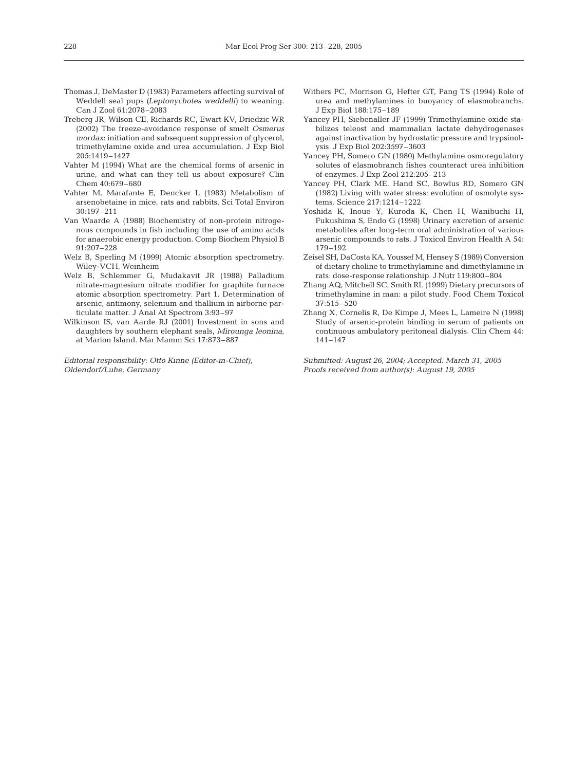Thomas J, DeMaster D (1983) Parameters affecting survival of Weddell seal pups (*Leptonychotes weddelli*) to weaning. Can J Zool 61:2078–2083

Treberg JR, Wilson CE, Richards RC, Ewart KV, Driedzic WR (2002) The freeze-avoidance response of smelt *Osmerus mordax*: initiation and subsequent suppression of glycerol, trimethylamine oxide and urea accumulation. J Exp Biol 205:1419–1427

Vahter M (1994) What are the chemical forms of arsenic in urine, and what can they tell us about exposure? Clin Chem 40:679–680

Vahter M, Marafante E, Dencker L (1983) Metabolism of arsenobetaine in mice, rats and rabbits. Sci Total Environ 30:197–211

Van Waarde A (1988) Biochemistry of non-protein nitrogenous compounds in fish including the use of amino acids for anaerobic energy production. Comp Biochem Physiol B 91:207–228

Welz B, Sperling M (1999) Atomic absorption spectrometry. Wiley-VCH, Weinheim

Welz B, Schlemmer G, Mudakavit JR (1988) Palladium nitrate-magnesium nitrate modifier for graphite furnace atomic absorption spectrometry. Part 1. Determination of arsenic, antimony, selenium and thallium in airborne particulate matter. J Anal At Spectrom 3:93–97

Wilkinson IS, van Aarde RJ (2001) Investment in sons and daughters by southern elephant seals, *Mirounga leonina*, at Marion Island. Mar Mamm Sci 17:873–887

Withers PC, Morrison G, Hefter GT, Pang TS (1994) Role of urea and methylamines in buoyancy of elasmobranchs. J Exp Biol 188:175–189

Yancey PH, Siebenaller JF (1999) Trimethylamine oxide stabilizes teleost and mammalian lactate dehydrogenases against inactivation by hydrostatic pressure and trypsinolysis. J Exp Biol 202:3597–3603

Yancey PH, Somero GN (1980) Methylamine osmoregulatory solutes of elasmobranch fishes counteract urea inhibition of enzymes. J Exp Zool 212:205–213

Yancey PH, Clark ME, Hand SC, Bowlus RD, Somero GN (1982) Living with water stress: evolution of osmolyte systems. Science 217:1214–1222

Yoshida K, Inoue Y, Kuroda K, Chen H, Wanibuchi H, Fukushima S, Endo G (1998) Urinary excretion of arsenic metabolites after long-term oral administration of various arsenic compounds to rats. J Toxicol Environ Health A 54: 179–192

Zeisel SH, DaCosta KA, Youssef M, Hensey S (1989) Conversion of dietary choline to trimethylamine and dimethylamine in rats: dose-response relationship. J Nutr 119:800–804

Zhang AQ, Mitchell SC, Smith RL (1999) Dietary precursors of trimethylamine in man: a pilot study. Food Chem Toxicol 37:515–520

Zhang X, Cornelis R, De Kimpe J, Mees L, Lameire N (1998) Study of arsenic-protein binding in serum of patients on continuous ambulatory peritoneal dialysis. Clin Chem 44: 141–147

*Editorial responsibility: Otto Kinne (Editor-in-Chief), Oldendorf/Luhe, Germany*

*Submitted: August 26, 2004; Accepted: March 31, 2005*
*Proofs received from author(s): August 19, 2005*